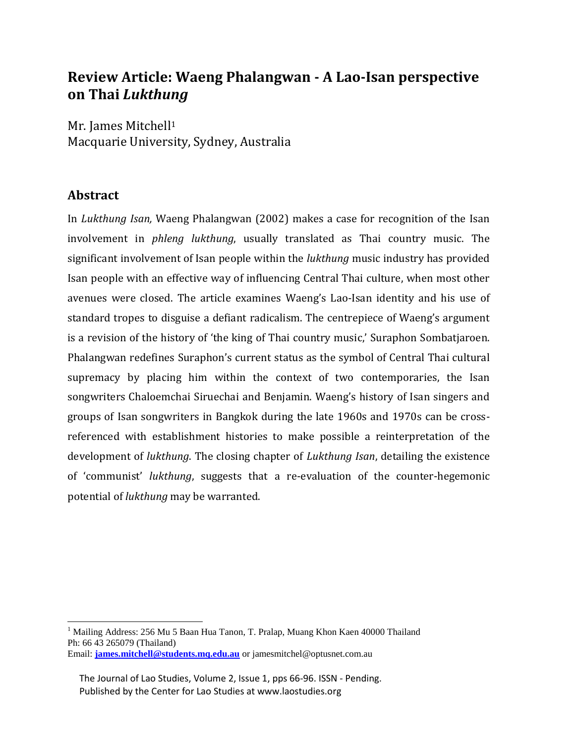# Review Article: Waeng Phalangwan - A Lao-Isan perspective on Thai *Lukthung*

Mr. James Mitchell[1]
Macquarie University, Sydney, Australia

## Abstract

In *Lukthung Isan,* Waeng Phalangwan (2002) makes a case for recognition of the Isan involvement in *phleng lukthung*, usually translated as Thai country music. The significant involvement of Isan people within the *lukthung* music industry has provided Isan people with an effective way of influencing Central Thai culture, when most other avenues were closed. The article examines Waeng's Lao-Isan identity and his use of standard tropes to disguise a defiant radicalism. The centrepiece of Waeng's argument is a revision of the history of 'the king of Thai country music,' Suraphon Sombatjaroen. Phalangwan redefines Suraphon's current status as the symbol of Central Thai cultural supremacy by placing him within the context of two contemporaries, the Isan songwriters Chaloemchai Siruechai and Benjamin. Waeng's history of Isan singers and groups of Isan songwriters in Bangkok during the late 1960s and 1970s can be cross-referenced with establishment histories to make possible a reinterpretation of the development of *lukthung*. The closing chapter of *Lukthung Isan*, detailing the existence of 'communist' *lukthung*, suggests that a re-evaluation of the counter-hegemonic potential of *lukthung* may be warranted.

---

[1] Mailing Address: 256 Mu 5 Baan Hua Tanon, T. Pralap, Muang Khon Kaen 40000 Thailand
Ph: 66 43 265079 (Thailand)
Email: **james.mitchell@students.mq.edu.au** or jamesmitchel@optusnet.com.au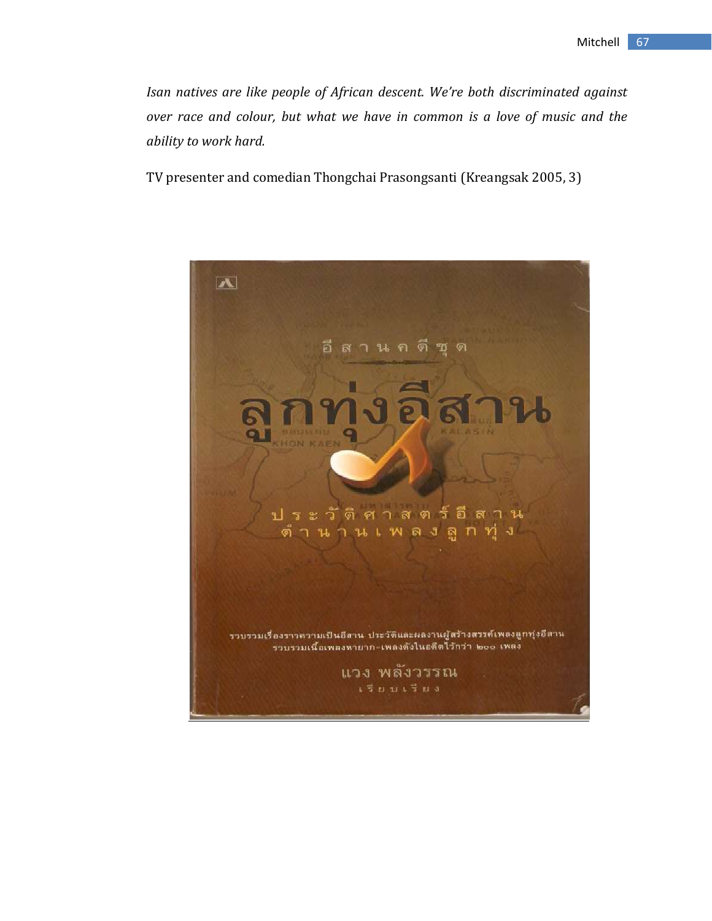*Isan natives are like people of African descent. We're both discriminated against over race and colour, but what we have in common is a love of music and the ability to work hard.*

TV presenter and comedian Thongchai Prasongsanti (Kreangsak 2005, 3)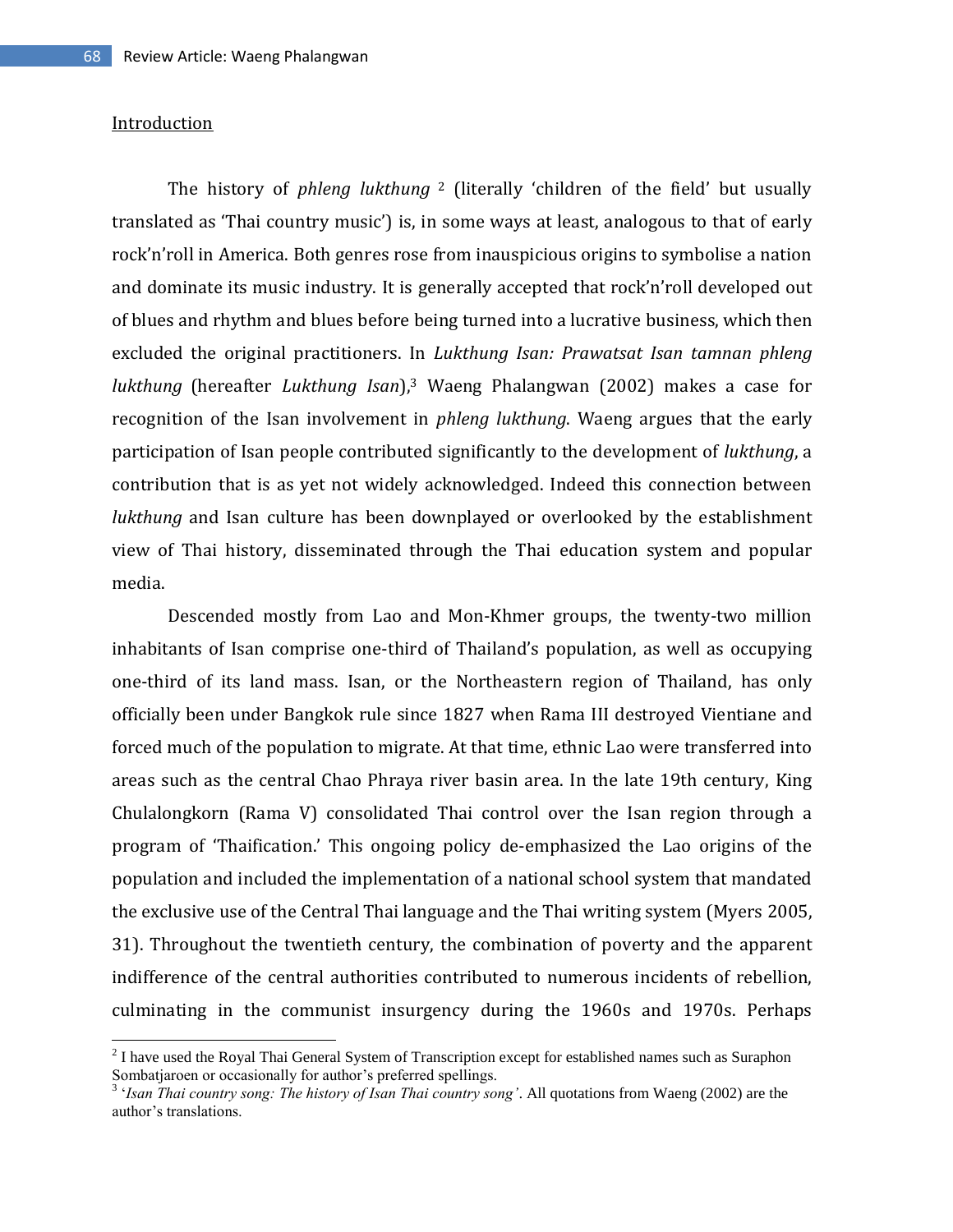## Introduction

The history of *phleng lukthung* [2] (literally 'children of the field' but usually translated as 'Thai country music') is, in some ways at least, analogous to that of early rock'n'roll in America. Both genres rose from inauspicious origins to symbolise a nation and dominate its music industry. It is generally accepted that rock'n'roll developed out of blues and rhythm and blues before being turned into a lucrative business, which then excluded the original practitioners. In *Lukthung Isan: Prawatsat Isan tamnan phleng lukthung* (hereafter *Lukthung Isan*),[3] Waeng Phalangwan (2002) makes a case for recognition of the Isan involvement in *phleng lukthung*. Waeng argues that the early participation of Isan people contributed significantly to the development of *lukthung*, a contribution that is as yet not widely acknowledged. Indeed this connection between *lukthung* and Isan culture has been downplayed or overlooked by the establishment view of Thai history, disseminated through the Thai education system and popular media.

Descended mostly from Lao and Mon-Khmer groups, the twenty-two million inhabitants of Isan comprise one-third of Thailand's population, as well as occupying one-third of its land mass. Isan, or the Northeastern region of Thailand, has only officially been under Bangkok rule since 1827 when Rama III destroyed Vientiane and forced much of the population to migrate. At that time, ethnic Lao were transferred into areas such as the central Chao Phraya river basin area. In the late 19th century, King Chulalongkorn (Rama V) consolidated Thai control over the Isan region through a program of 'Thaification.' This ongoing policy de-emphasized the Lao origins of the population and included the implementation of a national school system that mandated the exclusive use of the Central Thai language and the Thai writing system (Myers 2005, 31). Throughout the twentieth century, the combination of poverty and the apparent indifference of the central authorities contributed to numerous incidents of rebellion, culminating in the communist insurgency during the 1960s and 1970s. Perhaps

---

[2] I have used the Royal Thai General System of Transcription except for established names such as Suraphon Sombatjaroen or occasionally for author's preferred spellings.

[3] '*Isan Thai country song: The history of Isan Thai country song*'. All quotations from Waeng (2002) are the author's translations.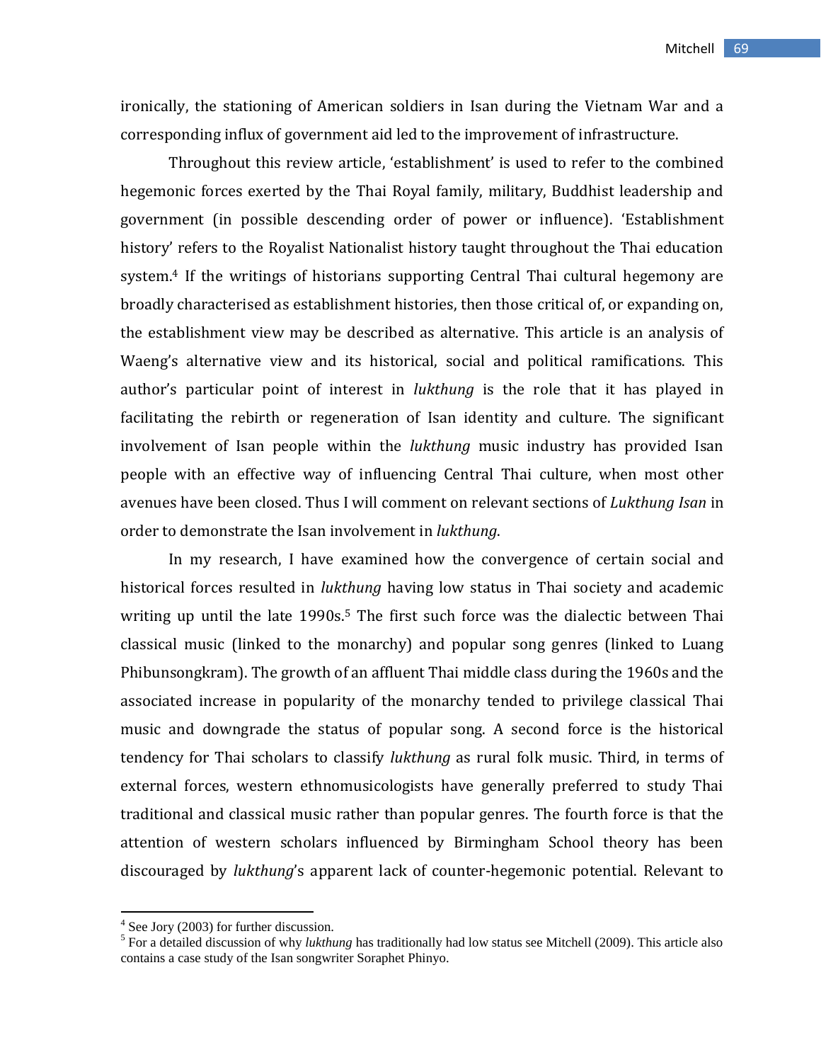ironically, the stationing of American soldiers in Isan during the Vietnam War and a corresponding influx of government aid led to the improvement of infrastructure.

Throughout this review article, 'establishment' is used to refer to the combined hegemonic forces exerted by the Thai Royal family, military, Buddhist leadership and government (in possible descending order of power or influence). 'Establishment history' refers to the Royalist Nationalist history taught throughout the Thai education system.[4] If the writings of historians supporting Central Thai cultural hegemony are broadly characterised as establishment histories, then those critical of, or expanding on, the establishment view may be described as alternative. This article is an analysis of Waeng's alternative view and its historical, social and political ramifications. This author's particular point of interest in *lukthung* is the role that it has played in facilitating the rebirth or regeneration of Isan identity and culture. The significant involvement of Isan people within the *lukthung* music industry has provided Isan people with an effective way of influencing Central Thai culture, when most other avenues have been closed. Thus I will comment on relevant sections of *Lukthung Isan* in order to demonstrate the Isan involvement in *lukthung*.

In my research, I have examined how the convergence of certain social and historical forces resulted in *lukthung* having low status in Thai society and academic writing up until the late 1990s.[5] The first such force was the dialectic between Thai classical music (linked to the monarchy) and popular song genres (linked to Luang Phibunsongkram). The growth of an affluent Thai middle class during the 1960s and the associated increase in popularity of the monarchy tended to privilege classical Thai music and downgrade the status of popular song. A second force is the historical tendency for Thai scholars to classify *lukthung* as rural folk music. Third, in terms of external forces, western ethnomusicologists have generally preferred to study Thai traditional and classical music rather than popular genres. The fourth force is that the attention of western scholars influenced by Birmingham School theory has been discouraged by *lukthung*'s apparent lack of counter-hegemonic potential. Relevant to

---

[4] See Jory (2003) for further discussion.

[5] For a detailed discussion of why *lukthung* has traditionally had low status see Mitchell (2009). This article also contains a case study of the Isan songwriter Soraphet Phinyo.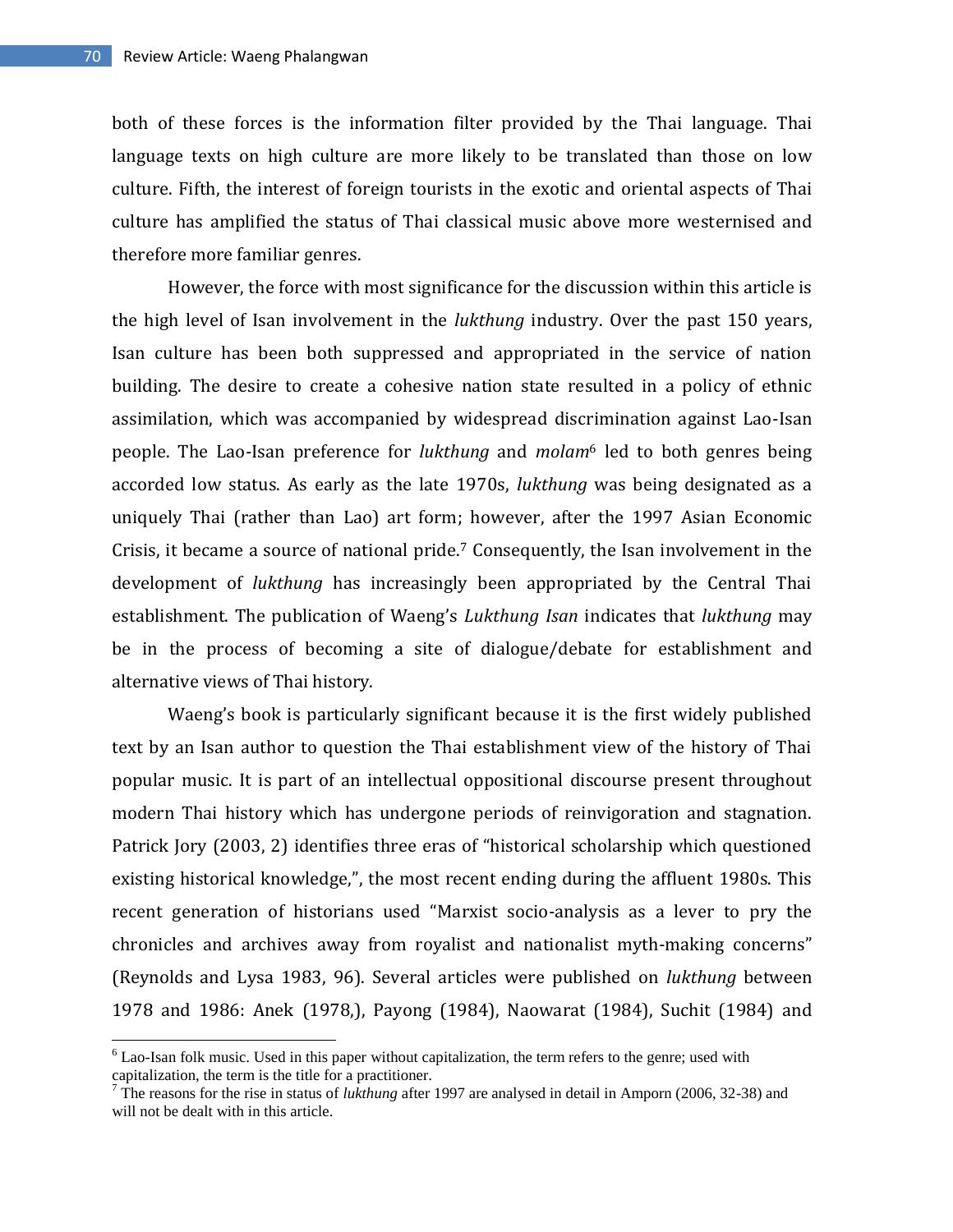both of these forces is the information filter provided by the Thai language. Thai language texts on high culture are more likely to be translated than those on low culture. Fifth, the interest of foreign tourists in the exotic and oriental aspects of Thai culture has amplified the status of Thai classical music above more westernised and therefore more familiar genres.

However, the force with most significance for the discussion within this article is the high level of Isan involvement in the *lukthung* industry. Over the past 150 years, Isan culture has been both suppressed and appropriated in the service of nation building. The desire to create a cohesive nation state resulted in a policy of ethnic assimilation, which was accompanied by widespread discrimination against Lao-Isan people. The Lao-Isan preference for *lukthung* and *molam*[6] led to both genres being accorded low status. As early as the late 1970s, *lukthung* was being designated as a uniquely Thai (rather than Lao) art form; however, after the 1997 Asian Economic Crisis, it became a source of national pride.[7] Consequently, the Isan involvement in the development of *lukthung* has increasingly been appropriated by the Central Thai establishment. The publication of Waeng's *Lukthung Isan* indicates that *lukthung* may be in the process of becoming a site of dialogue/debate for establishment and alternative views of Thai history.

Waeng's book is particularly significant because it is the first widely published text by an Isan author to question the Thai establishment view of the history of Thai popular music. It is part of an intellectual oppositional discourse present throughout modern Thai history which has undergone periods of reinvigoration and stagnation. Patrick Jory (2003, 2) identifies three eras of "historical scholarship which questioned existing historical knowledge,", the most recent ending during the affluent 1980s. This recent generation of historians used "Marxist socio-analysis as a lever to pry the chronicles and archives away from royalist and nationalist myth-making concerns" (Reynolds and Lysa 1983, 96). Several articles were published on *lukthung* between 1978 and 1986: Anek (1978,), Payong (1984), Naowarat (1984), Suchit (1984) and

---

[6] Lao-Isan folk music. Used in this paper without capitalization, the term refers to the genre; used with capitalization, the term is the title for a practitioner.

[7] The reasons for the rise in status of *lukthung* after 1997 are analysed in detail in Amporn (2006, 32-38) and will not be dealt with in this article.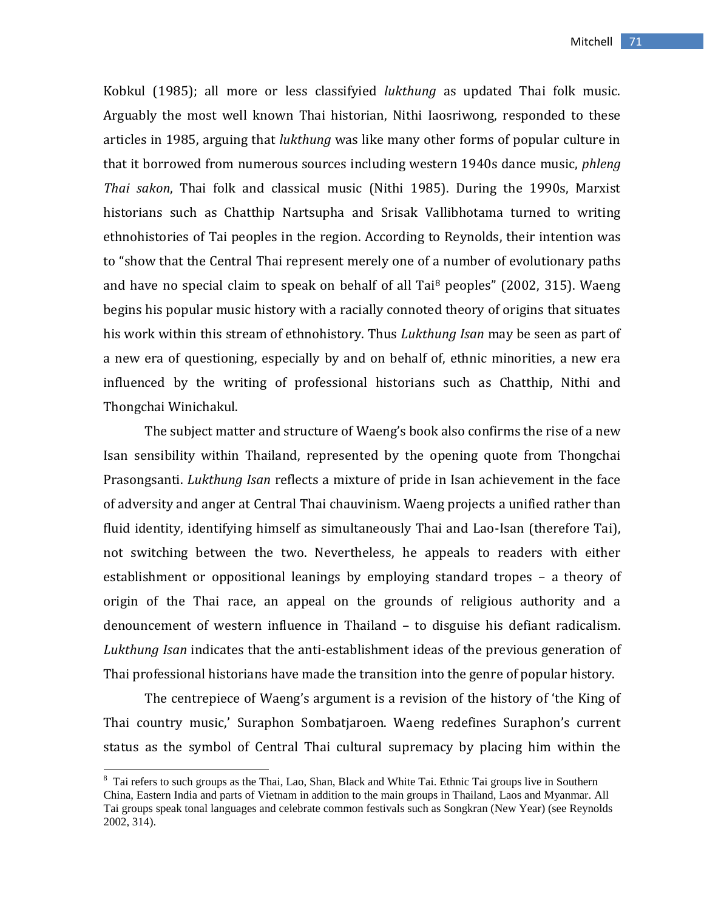Kobkul (1985); all more or less classifyied *lukthung* as updated Thai folk music. Arguably the most well known Thai historian, Nithi Iaosriwong, responded to these articles in 1985, arguing that *lukthung* was like many other forms of popular culture in that it borrowed from numerous sources including western 1940s dance music, *phleng Thai sakon*, Thai folk and classical music (Nithi 1985). During the 1990s, Marxist historians such as Chatthip Nartsupha and Srisak Vallibhotama turned to writing ethnohistories of Tai peoples in the region. According to Reynolds, their intention was to "show that the Central Thai represent merely one of a number of evolutionary paths and have no special claim to speak on behalf of all Tai[8] peoples" (2002, 315). Waeng begins his popular music history with a racially connoted theory of origins that situates his work within this stream of ethnohistory. Thus *Lukthung Isan* may be seen as part of a new era of questioning, especially by and on behalf of, ethnic minorities, a new era influenced by the writing of professional historians such as Chatthip, Nithi and Thongchai Winichakul.

The subject matter and structure of Waeng's book also confirms the rise of a new Isan sensibility within Thailand, represented by the opening quote from Thongchai Prasongsanti. *Lukthung Isan* reflects a mixture of pride in Isan achievement in the face of adversity and anger at Central Thai chauvinism. Waeng projects a unified rather than fluid identity, identifying himself as simultaneously Thai and Lao-Isan (therefore Tai), not switching between the two. Nevertheless, he appeals to readers with either establishment or oppositional leanings by employing standard tropes – a theory of origin of the Thai race, an appeal on the grounds of religious authority and a denouncement of western influence in Thailand – to disguise his defiant radicalism. *Lukthung Isan* indicates that the anti-establishment ideas of the previous generation of Thai professional historians have made the transition into the genre of popular history.

The centrepiece of Waeng's argument is a revision of the history of 'the King of Thai country music,' Suraphon Sombatjaroen. Waeng redefines Suraphon's current status as the symbol of Central Thai cultural supremacy by placing him within the

---

[8] Tai refers to such groups as the Thai, Lao, Shan, Black and White Tai. Ethnic Tai groups live in Southern China, Eastern India and parts of Vietnam in addition to the main groups in Thailand, Laos and Myanmar. All Tai groups speak tonal languages and celebrate common festivals such as Songkran (New Year) (see Reynolds 2002, 314).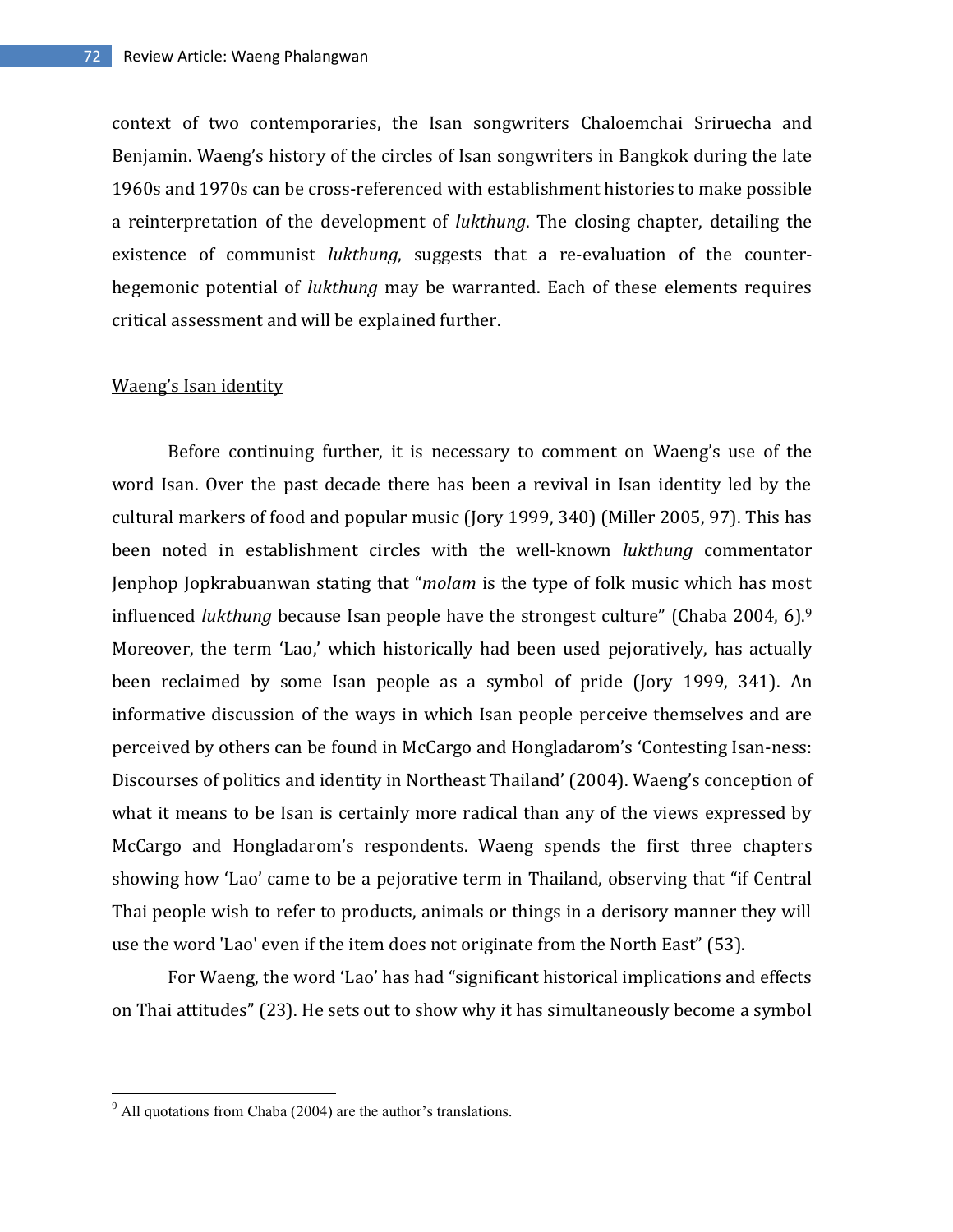context of two contemporaries, the Isan songwriters Chaloemchai Sriruecha and Benjamin. Waeng's history of the circles of Isan songwriters in Bangkok during the late 1960s and 1970s can be cross-referenced with establishment histories to make possible a reinterpretation of the development of *lukthung*. The closing chapter, detailing the existence of communist *lukthung*, suggests that a re-evaluation of the counter-hegemonic potential of *lukthung* may be warranted. Each of these elements requires critical assessment and will be explained further.

Waeng's Isan identity

Before continuing further, it is necessary to comment on Waeng's use of the word Isan. Over the past decade there has been a revival in Isan identity led by the cultural markers of food and popular music (Jory 1999, 340) (Miller 2005, 97). This has been noted in establishment circles with the well-known *lukthung* commentator Jenphop Jopkrabuanwan stating that "*molam* is the type of folk music which has most influenced *lukthung* because Isan people have the strongest culture" (Chaba 2004, 6).[9] Moreover, the term 'Lao,' which historically had been used pejoratively, has actually been reclaimed by some Isan people as a symbol of pride (Jory 1999, 341). An informative discussion of the ways in which Isan people perceive themselves and are perceived by others can be found in McCargo and Hongladarom's 'Contesting Isan-ness: Discourses of politics and identity in Northeast Thailand' (2004). Waeng's conception of what it means to be Isan is certainly more radical than any of the views expressed by McCargo and Hongladarom's respondents. Waeng spends the first three chapters showing how 'Lao' came to be a pejorative term in Thailand, observing that "if Central Thai people wish to refer to products, animals or things in a derisory manner they will use the word 'Lao' even if the item does not originate from the North East" (53).

For Waeng, the word 'Lao' has had "significant historical implications and effects on Thai attitudes" (23). He sets out to show why it has simultaneously become a symbol

[9] All quotations from Chaba (2004) are the author's translations.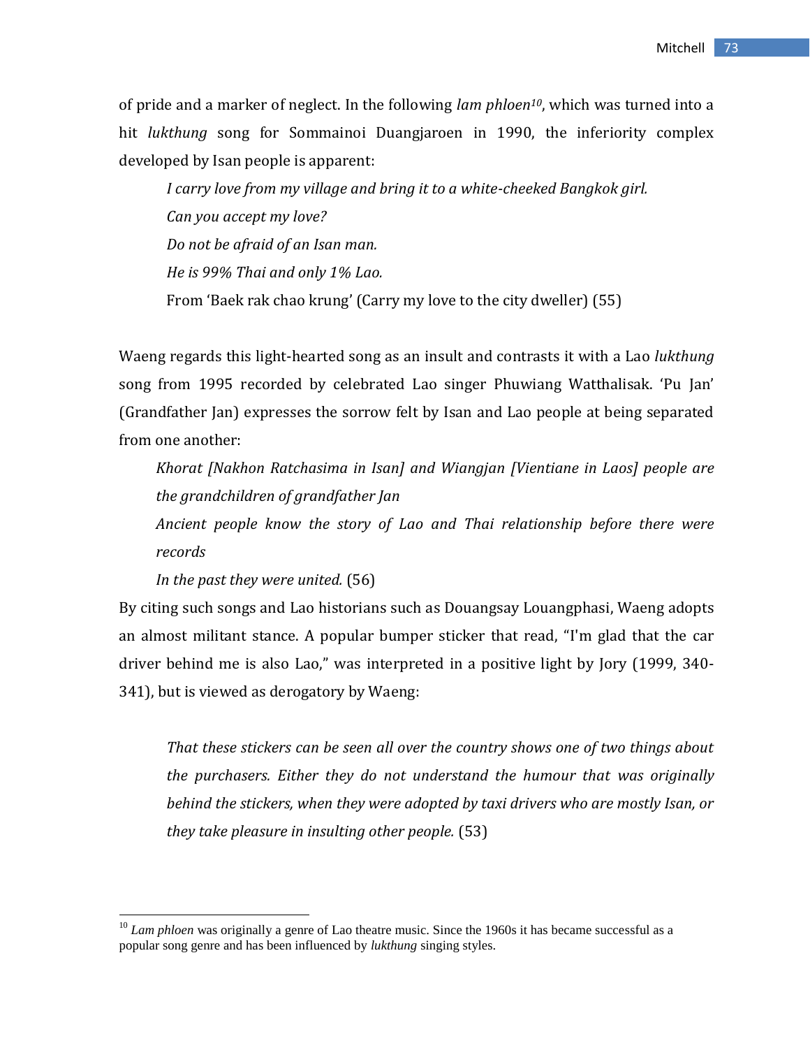of pride and a marker of neglect. In the following *lam phloen*[10], which was turned into a hit *lukthung* song for Sommainoi Duangjaroen in 1990, the inferiority complex developed by Isan people is apparent:

> *I carry love from my village and bring it to a white-cheeked Bangkok girl.*
> *Can you accept my love?*
> *Do not be afraid of an Isan man.*
> *He is 99% Thai and only 1% Lao.*
> From 'Baek rak chao krung' (Carry my love to the city dweller) (55)

Waeng regards this light-hearted song as an insult and contrasts it with a Lao *lukthung* song from 1995 recorded by celebrated Lao singer Phuwiang Watthalisak. 'Pu Jan' (Grandfather Jan) expresses the sorrow felt by Isan and Lao people at being separated from one another:

> *Khorat [Nakhon Ratchasima in Isan] and Wiangjan [Vientiane in Laos] people are the grandchildren of grandfather Jan*
> *Ancient people know the story of Lao and Thai relationship before there were records*
> *In the past they were united.* (56)

By citing such songs and Lao historians such as Douangsay Louangphasi, Waeng adopts an almost militant stance. A popular bumper sticker that read, "I'm glad that the car driver behind me is also Lao," was interpreted in a positive light by Jory (1999, 340-341), but is viewed as derogatory by Waeng:

> *That these stickers can be seen all over the country shows one of two things about the purchasers. Either they do not understand the humour that was originally behind the stickers, when they were adopted by taxi drivers who are mostly Isan, or they take pleasure in insulting other people.* (53)

---

[10] *Lam phloen* was originally a genre of Lao theatre music. Since the 1960s it has became successful as a popular song genre and has been influenced by *lukthung* singing styles.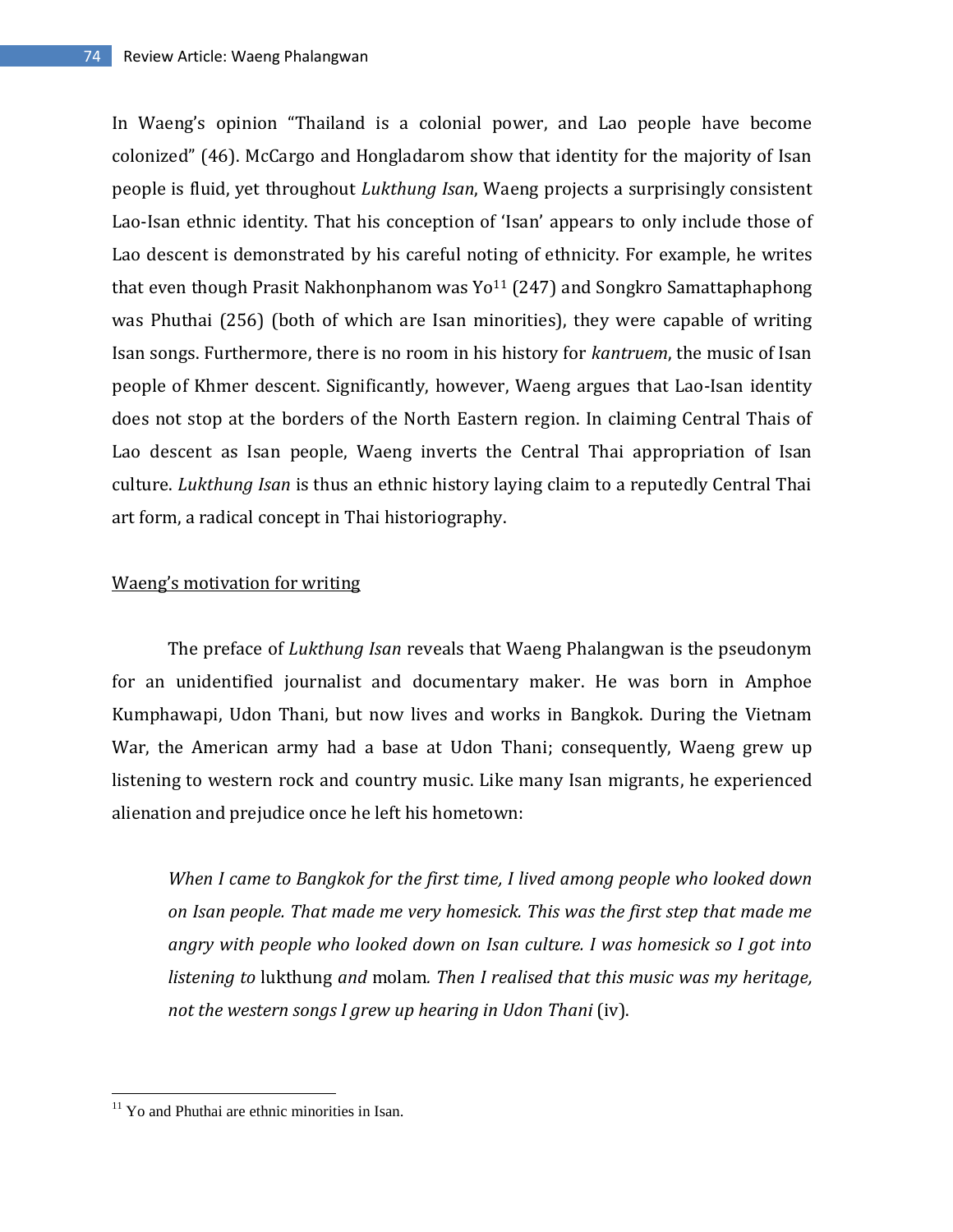In Waeng's opinion "Thailand is a colonial power, and Lao people have become colonized" (46). McCargo and Hongladarom show that identity for the majority of Isan people is fluid, yet throughout *Lukthung Isan*, Waeng projects a surprisingly consistent Lao-Isan ethnic identity. That his conception of 'Isan' appears to only include those of Lao descent is demonstrated by his careful noting of ethnicity. For example, he writes that even though Prasit Nakhonphanom was Yo[11] (247) and Songkro Samattaphaphong was Phuthai (256) (both of which are Isan minorities), they were capable of writing Isan songs. Furthermore, there is no room in his history for *kantruem*, the music of Isan people of Khmer descent. Significantly, however, Waeng argues that Lao-Isan identity does not stop at the borders of the North Eastern region. In claiming Central Thais of Lao descent as Isan people, Waeng inverts the Central Thai appropriation of Isan culture. *Lukthung Isan* is thus an ethnic history laying claim to a reputedly Central Thai art form, a radical concept in Thai historiography.

## Waeng's motivation for writing

The preface of *Lukthung Isan* reveals that Waeng Phalangwan is the pseudonym for an unidentified journalist and documentary maker. He was born in Amphoe Kumphawapi, Udon Thani, but now lives and works in Bangkok. During the Vietnam War, the American army had a base at Udon Thani; consequently, Waeng grew up listening to western rock and country music. Like many Isan migrants, he experienced alienation and prejudice once he left his hometown:

> *When I came to Bangkok for the first time, I lived among people who looked down on Isan people. That made me very homesick. This was the first step that made me angry with people who looked down on Isan culture. I was homesick so I got into listening to* lukthung *and* molam*. Then I realised that this music was my heritage, not the western songs I grew up hearing in Udon Thani* (iv).

[11] Yo and Phuthai are ethnic minorities in Isan.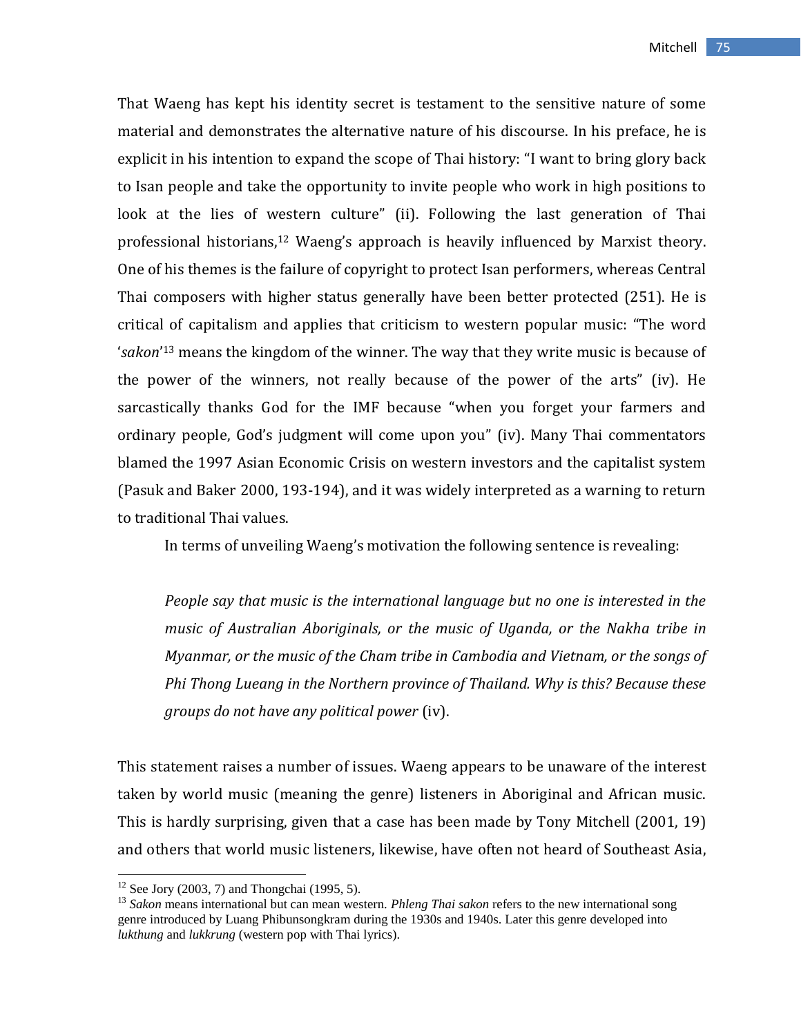That Waeng has kept his identity secret is testament to the sensitive nature of some material and demonstrates the alternative nature of his discourse. In his preface, he is explicit in his intention to expand the scope of Thai history: "I want to bring glory back to Isan people and take the opportunity to invite people who work in high positions to look at the lies of western culture" (ii). Following the last generation of Thai professional historians,[12] Waeng's approach is heavily influenced by Marxist theory. One of his themes is the failure of copyright to protect Isan performers, whereas Central Thai composers with higher status generally have been better protected (251). He is critical of capitalism and applies that criticism to western popular music: "The word '*sakon*'[13] means the kingdom of the winner. The way that they write music is because of the power of the winners, not really because of the power of the arts" (iv). He sarcastically thanks God for the IMF because "when you forget your farmers and ordinary people, God's judgment will come upon you" (iv). Many Thai commentators blamed the 1997 Asian Economic Crisis on western investors and the capitalist system (Pasuk and Baker 2000, 193-194), and it was widely interpreted as a warning to return to traditional Thai values.

In terms of unveiling Waeng's motivation the following sentence is revealing:

> *People say that music is the international language but no one is interested in the music of Australian Aboriginals, or the music of Uganda, or the Nakha tribe in Myanmar, or the music of the Cham tribe in Cambodia and Vietnam, or the songs of Phi Thong Lueang in the Northern province of Thailand. Why is this? Because these groups do not have any political power* (iv).

This statement raises a number of issues. Waeng appears to be unaware of the interest taken by world music (meaning the genre) listeners in Aboriginal and African music. This is hardly surprising, given that a case has been made by Tony Mitchell (2001, 19) and others that world music listeners, likewise, have often not heard of Southeast Asia,

---

[12] See Jory (2003, 7) and Thongchai (1995, 5).

[13] *Sakon* means international but can mean western. *Phleng Thai sakon* refers to the new international song genre introduced by Luang Phibunsongkram during the 1930s and 1940s. Later this genre developed into *lukthung* and *lukkrung* (western pop with Thai lyrics).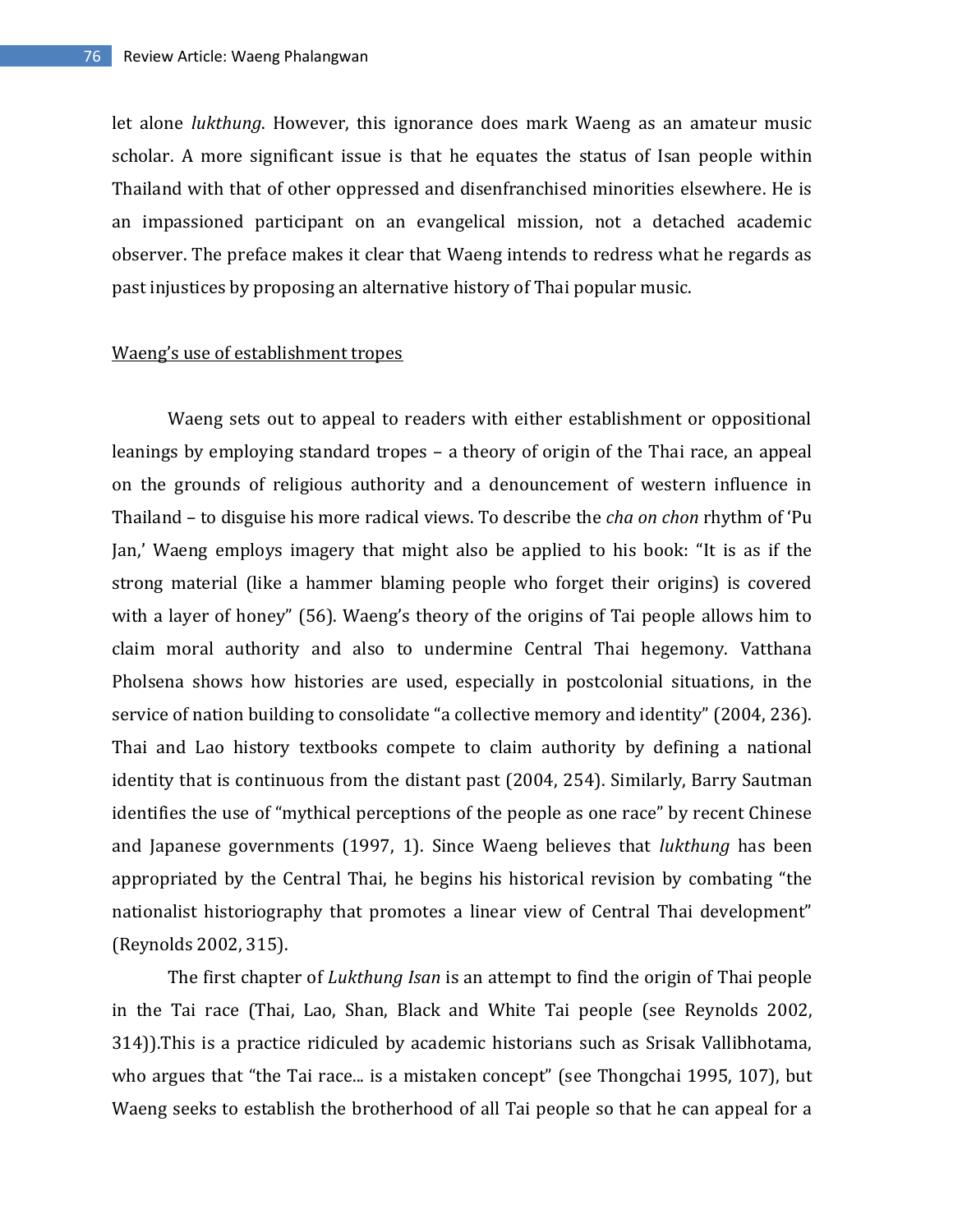let alone *lukthung*. However, this ignorance does mark Waeng as an amateur music scholar. A more significant issue is that he equates the status of Isan people within Thailand with that of other oppressed and disenfranchised minorities elsewhere. He is an impassioned participant on an evangelical mission, not a detached academic observer. The preface makes it clear that Waeng intends to redress what he regards as past injustices by proposing an alternative history of Thai popular music.

## Waeng's use of establishment tropes

Waeng sets out to appeal to readers with either establishment or oppositional leanings by employing standard tropes – a theory of origin of the Thai race, an appeal on the grounds of religious authority and a denouncement of western influence in Thailand – to disguise his more radical views. To describe the *cha on chon* rhythm of 'Pu Jan,' Waeng employs imagery that might also be applied to his book: "It is as if the strong material (like a hammer blaming people who forget their origins) is covered with a layer of honey" (56). Waeng's theory of the origins of Tai people allows him to claim moral authority and also to undermine Central Thai hegemony. Vatthana Pholsena shows how histories are used, especially in postcolonial situations, in the service of nation building to consolidate "a collective memory and identity" (2004, 236). Thai and Lao history textbooks compete to claim authority by defining a national identity that is continuous from the distant past (2004, 254). Similarly, Barry Sautman identifies the use of "mythical perceptions of the people as one race" by recent Chinese and Japanese governments (1997, 1). Since Waeng believes that *lukthung* has been appropriated by the Central Thai, he begins his historical revision by combating "the nationalist historiography that promotes a linear view of Central Thai development" (Reynolds 2002, 315).

The first chapter of *Lukthung Isan* is an attempt to find the origin of Thai people in the Tai race (Thai, Lao, Shan, Black and White Tai people (see Reynolds 2002, 314)).This is a practice ridiculed by academic historians such as Srisak Vallibhotama, who argues that "the Tai race... is a mistaken concept" (see Thongchai 1995, 107), but Waeng seeks to establish the brotherhood of all Tai people so that he can appeal for a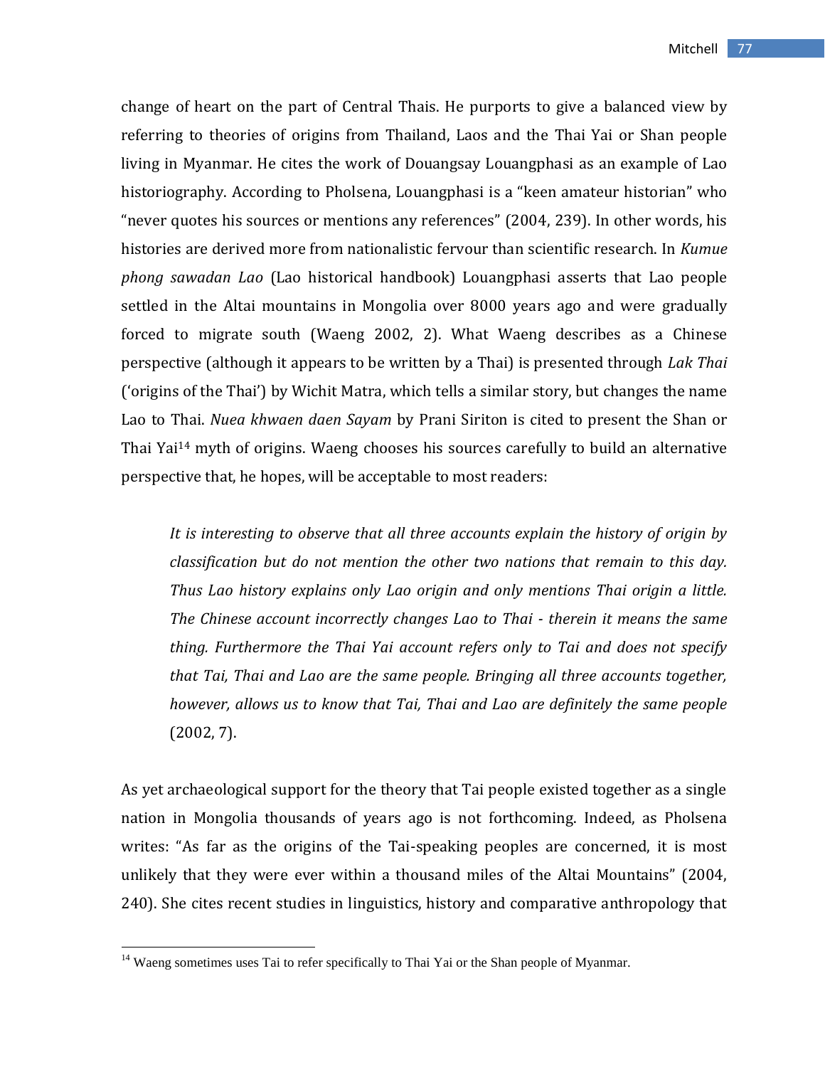change of heart on the part of Central Thais. He purports to give a balanced view by referring to theories of origins from Thailand, Laos and the Thai Yai or Shan people living in Myanmar. He cites the work of Douangsay Louangphasi as an example of Lao historiography. According to Pholsena, Louangphasi is a "keen amateur historian" who "never quotes his sources or mentions any references" (2004, 239). In other words, his histories are derived more from nationalistic fervour than scientific research. In *Kumue phong sawadan Lao* (Lao historical handbook) Louangphasi asserts that Lao people settled in the Altai mountains in Mongolia over 8000 years ago and were gradually forced to migrate south (Waeng 2002, 2). What Waeng describes as a Chinese perspective (although it appears to be written by a Thai) is presented through *Lak Thai* ('origins of the Thai') by Wichit Matra, which tells a similar story, but changes the name Lao to Thai. *Nuea khwaen daen Sayam* by Prani Siriton is cited to present the Shan or Thai Yai[14] myth of origins. Waeng chooses his sources carefully to build an alternative perspective that, he hopes, will be acceptable to most readers:

> *It is interesting to observe that all three accounts explain the history of origin by classification but do not mention the other two nations that remain to this day. Thus Lao history explains only Lao origin and only mentions Thai origin a little. The Chinese account incorrectly changes Lao to Thai - therein it means the same thing. Furthermore the Thai Yai account refers only to Tai and does not specify that Tai, Thai and Lao are the same people. Bringing all three accounts together, however, allows us to know that Tai, Thai and Lao are definitely the same people* (2002, 7).

As yet archaeological support for the theory that Tai people existed together as a single nation in Mongolia thousands of years ago is not forthcoming. Indeed, as Pholsena writes: "As far as the origins of the Tai-speaking peoples are concerned, it is most unlikely that they were ever within a thousand miles of the Altai Mountains" (2004, 240). She cites recent studies in linguistics, history and comparative anthropology that

---

[14] Waeng sometimes uses Tai to refer specifically to Thai Yai or the Shan people of Myanmar.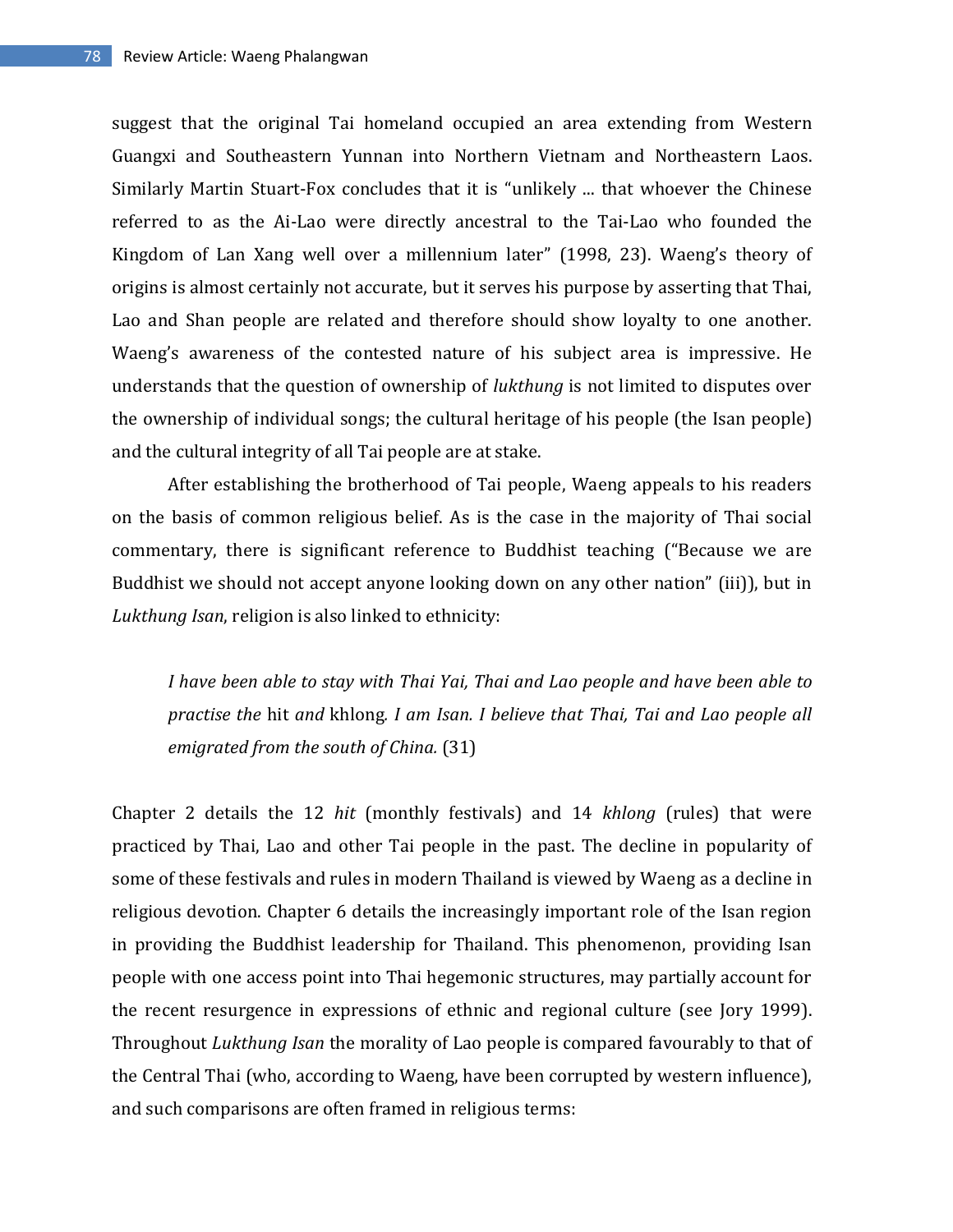suggest that the original Tai homeland occupied an area extending from Western Guangxi and Southeastern Yunnan into Northern Vietnam and Northeastern Laos. Similarly Martin Stuart-Fox concludes that it is "unlikely ... that whoever the Chinese referred to as the Ai-Lao were directly ancestral to the Tai-Lao who founded the Kingdom of Lan Xang well over a millennium later" (1998, 23). Waeng's theory of origins is almost certainly not accurate, but it serves his purpose by asserting that Thai, Lao and Shan people are related and therefore should show loyalty to one another. Waeng's awareness of the contested nature of his subject area is impressive. He understands that the question of ownership of *lukthung* is not limited to disputes over the ownership of individual songs; the cultural heritage of his people (the Isan people) and the cultural integrity of all Tai people are at stake.

After establishing the brotherhood of Tai people, Waeng appeals to his readers on the basis of common religious belief. As is the case in the majority of Thai social commentary, there is significant reference to Buddhist teaching ("Because we are Buddhist we should not accept anyone looking down on any other nation" (iii)), but in *Lukthung Isan*, religion is also linked to ethnicity:

> *I have been able to stay with Thai Yai, Thai and Lao people and have been able to practise the* hit *and* khlong*. I am Isan. I believe that Thai, Tai and Lao people all emigrated from the south of China.* (31)

Chapter 2 details the 12 *hit* (monthly festivals) and 14 *khlong* (rules) that were practiced by Thai, Lao and other Tai people in the past. The decline in popularity of some of these festivals and rules in modern Thailand is viewed by Waeng as a decline in religious devotion. Chapter 6 details the increasingly important role of the Isan region in providing the Buddhist leadership for Thailand. This phenomenon, providing Isan people with one access point into Thai hegemonic structures, may partially account for the recent resurgence in expressions of ethnic and regional culture (see Jory 1999). Throughout *Lukthung Isan* the morality of Lao people is compared favourably to that of the Central Thai (who, according to Waeng, have been corrupted by western influence), and such comparisons are often framed in religious terms: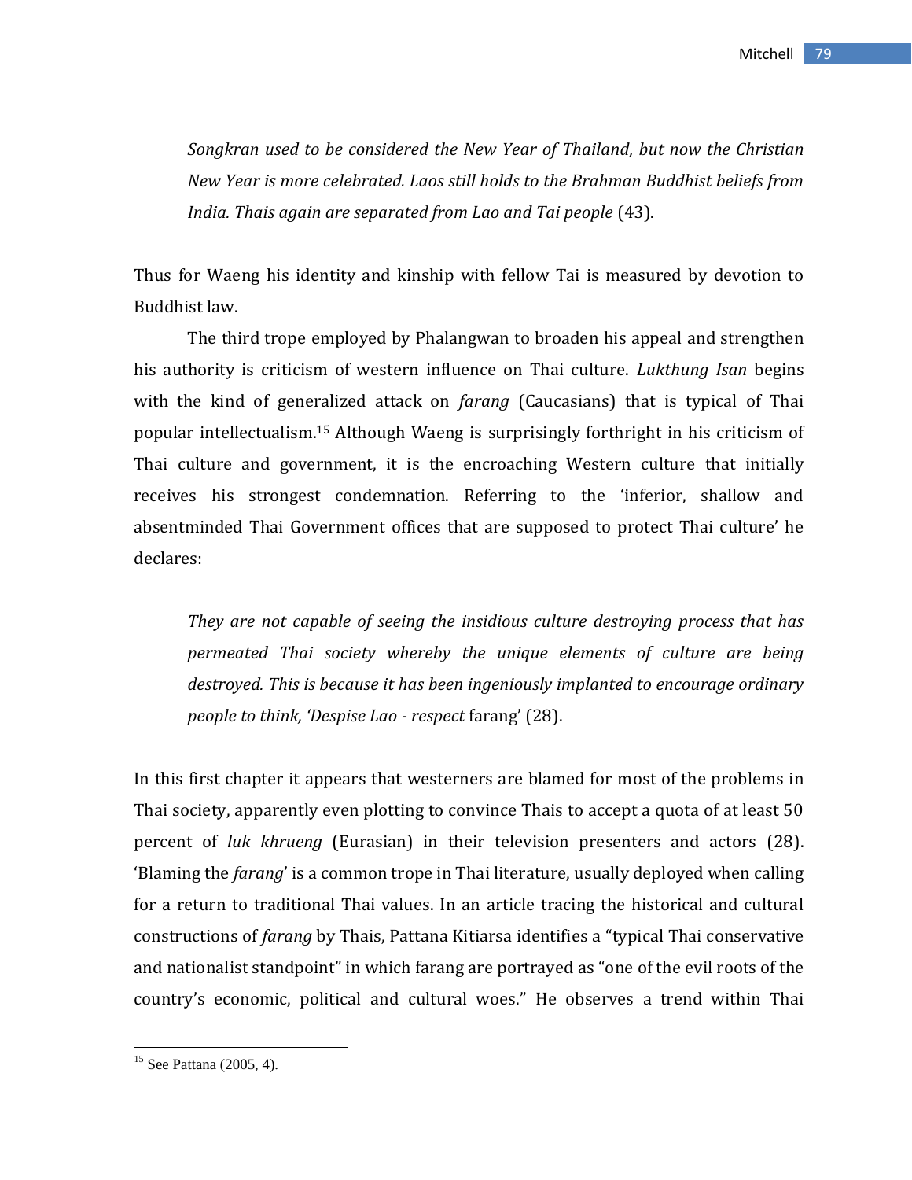> *Songkran used to be considered the New Year of Thailand, but now the Christian New Year is more celebrated. Laos still holds to the Brahman Buddhist beliefs from India. Thais again are separated from Lao and Tai people* (43).

Thus for Waeng his identity and kinship with fellow Tai is measured by devotion to Buddhist law.

The third trope employed by Phalangwan to broaden his appeal and strengthen his authority is criticism of western influence on Thai culture. *Lukthung Isan* begins with the kind of generalized attack on *farang* (Caucasians) that is typical of Thai popular intellectualism.[15] Although Waeng is surprisingly forthright in his criticism of Thai culture and government, it is the encroaching Western culture that initially receives his strongest condemnation. Referring to the 'inferior, shallow and absentminded Thai Government offices that are supposed to protect Thai culture' he declares:

> *They are not capable of seeing the insidious culture destroying process that has permeated Thai society whereby the unique elements of culture are being destroyed. This is because it has been ingeniously implanted to encourage ordinary people to think, 'Despise Lao - respect* farang' (28).

In this first chapter it appears that westerners are blamed for most of the problems in Thai society, apparently even plotting to convince Thais to accept a quota of at least 50 percent of *luk khrueng* (Eurasian) in their television presenters and actors (28). 'Blaming the *farang*' is a common trope in Thai literature, usually deployed when calling for a return to traditional Thai values. In an article tracing the historical and cultural constructions of *farang* by Thais, Pattana Kitiarsa identifies a "typical Thai conservative and nationalist standpoint" in which farang are portrayed as "one of the evil roots of the country's economic, political and cultural woes." He observes a trend within Thai

---

[15] See Pattana (2005, 4).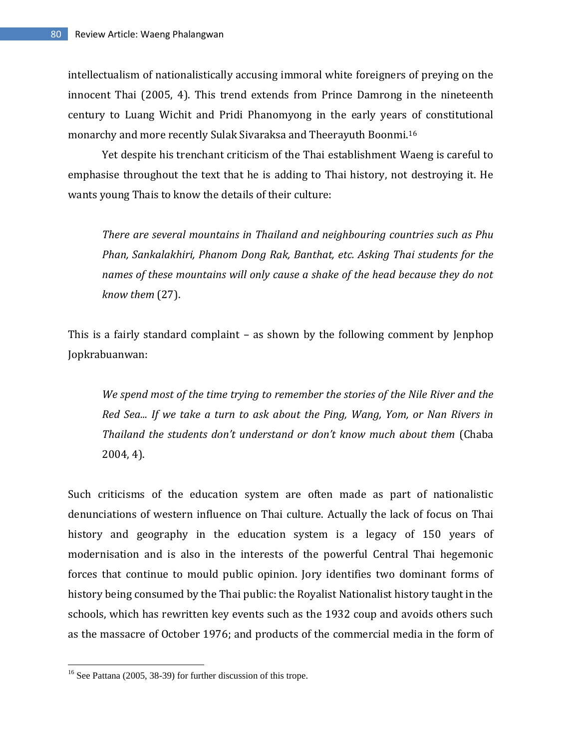intellectualism of nationalistically accusing immoral white foreigners of preying on the innocent Thai (2005, 4). This trend extends from Prince Damrong in the nineteenth century to Luang Wichit and Pridi Phanomyong in the early years of constitutional monarchy and more recently Sulak Sivaraksa and Theerayuth Boonmi.[16]

Yet despite his trenchant criticism of the Thai establishment Waeng is careful to emphasise throughout the text that he is adding to Thai history, not destroying it. He wants young Thais to know the details of their culture:

> *There are several mountains in Thailand and neighbouring countries such as Phu Phan, Sankalakhiri, Phanom Dong Rak, Banthat, etc. Asking Thai students for the names of these mountains will only cause a shake of the head because they do not know them* (27).

This is a fairly standard complaint – as shown by the following comment by Jenphop Jopkrabuanwan:

> *We spend most of the time trying to remember the stories of the Nile River and the Red Sea... If we take a turn to ask about the Ping, Wang, Yom, or Nan Rivers in Thailand the students don't understand or don't know much about them* (Chaba 2004, 4).

Such criticisms of the education system are often made as part of nationalistic denunciations of western influence on Thai culture. Actually the lack of focus on Thai history and geography in the education system is a legacy of 150 years of modernisation and is also in the interests of the powerful Central Thai hegemonic forces that continue to mould public opinion. Jory identifies two dominant forms of history being consumed by the Thai public: the Royalist Nationalist history taught in the schools, which has rewritten key events such as the 1932 coup and avoids others such as the massacre of October 1976; and products of the commercial media in the form of

[16] See Pattana (2005, 38-39) for further discussion of this trope.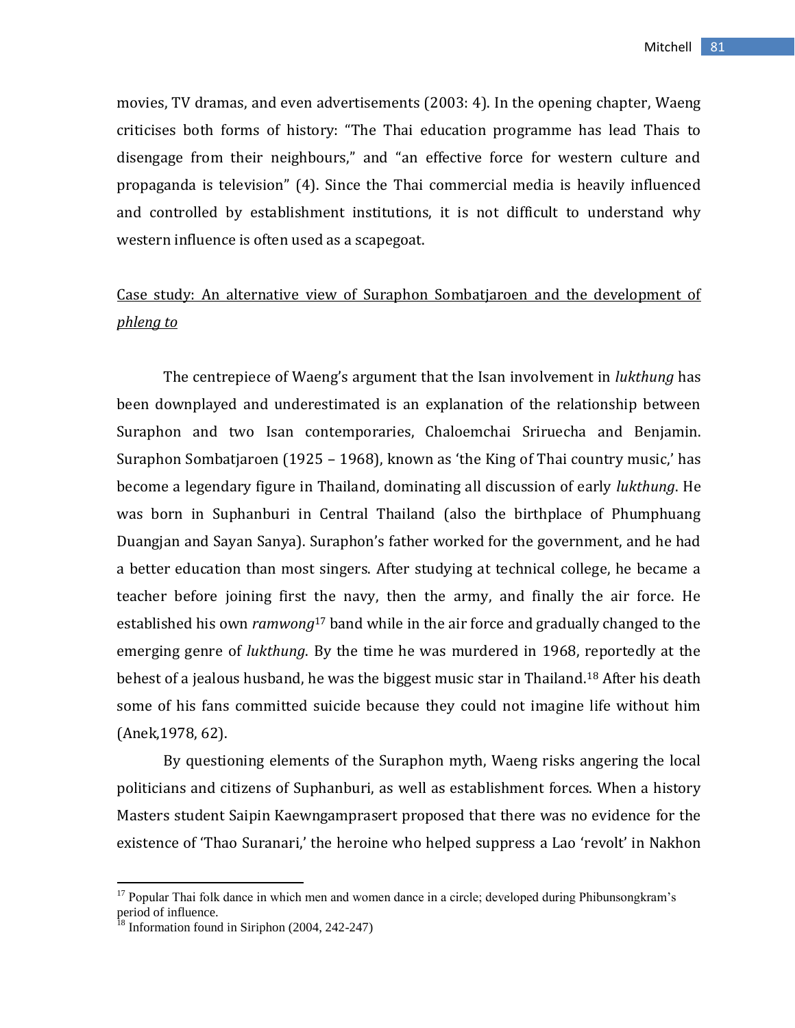movies, TV dramas, and even advertisements (2003: 4). In the opening chapter, Waeng criticises both forms of history: "The Thai education programme has lead Thais to disengage from their neighbours," and "an effective force for western culture and propaganda is television" (4). Since the Thai commercial media is heavily influenced and controlled by establishment institutions, it is not difficult to understand why western influence is often used as a scapegoat.

<u>Case study: An alternative view of Suraphon Sombatjaroen and the development of *phleng to*</u>

The centrepiece of Waeng's argument that the Isan involvement in *lukthung* has been downplayed and underestimated is an explanation of the relationship between Suraphon and two Isan contemporaries, Chaloemchai Sriruecha and Benjamin. Suraphon Sombatjaroen (1925 – 1968), known as 'the King of Thai country music,' has become a legendary figure in Thailand, dominating all discussion of early *lukthung*. He was born in Suphanburi in Central Thailand (also the birthplace of Phumphuang Duangjan and Sayan Sanya). Suraphon's father worked for the government, and he had a better education than most singers. After studying at technical college, he became a teacher before joining first the navy, then the army, and finally the air force. He established his own *ramwong*[17] band while in the air force and gradually changed to the emerging genre of *lukthung*. By the time he was murdered in 1968, reportedly at the behest of a jealous husband, he was the biggest music star in Thailand.[18] After his death some of his fans committed suicide because they could not imagine life without him (Anek,1978, 62).

By questioning elements of the Suraphon myth, Waeng risks angering the local politicians and citizens of Suphanburi, as well as establishment forces. When a history Masters student Saipin Kaewngamprasert proposed that there was no evidence for the existence of 'Thao Suranari,' the heroine who helped suppress a Lao 'revolt' in Nakhon

---

[17] Popular Thai folk dance in which men and women dance in a circle; developed during Phibunsongkram's period of influence.

[18] Information found in Siriphon (2004, 242-247)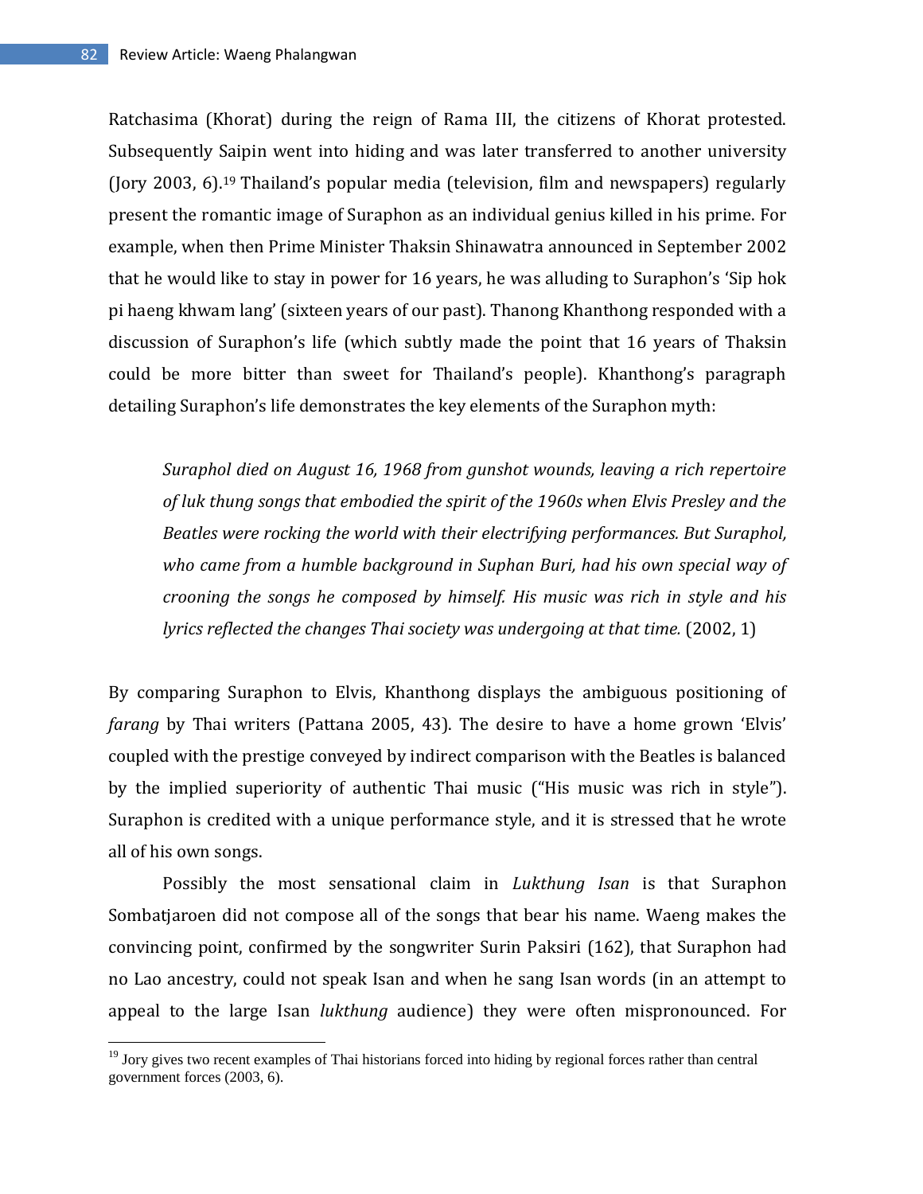Ratchasima (Khorat) during the reign of Rama III, the citizens of Khorat protested. Subsequently Saipin went into hiding and was later transferred to another university (Jory 2003, 6).[19] Thailand's popular media (television, film and newspapers) regularly present the romantic image of Suraphon as an individual genius killed in his prime. For example, when then Prime Minister Thaksin Shinawatra announced in September 2002 that he would like to stay in power for 16 years, he was alluding to Suraphon's 'Sip hok pi haeng khwam lang' (sixteen years of our past). Thanong Khanthong responded with a discussion of Suraphon's life (which subtly made the point that 16 years of Thaksin could be more bitter than sweet for Thailand's people). Khanthong's paragraph detailing Suraphon's life demonstrates the key elements of the Suraphon myth:

> *Suraphol died on August 16, 1968 from gunshot wounds, leaving a rich repertoire of luk thung songs that embodied the spirit of the 1960s when Elvis Presley and the Beatles were rocking the world with their electrifying performances. But Suraphol, who came from a humble background in Suphan Buri, had his own special way of crooning the songs he composed by himself. His music was rich in style and his lyrics reflected the changes Thai society was undergoing at that time.* (2002, 1)

By comparing Suraphon to Elvis, Khanthong displays the ambiguous positioning of *farang* by Thai writers (Pattana 2005, 43). The desire to have a home grown 'Elvis' coupled with the prestige conveyed by indirect comparison with the Beatles is balanced by the implied superiority of authentic Thai music ("His music was rich in style"). Suraphon is credited with a unique performance style, and it is stressed that he wrote all of his own songs.

Possibly the most sensational claim in *Lukthung Isan* is that Suraphon Sombatjaroen did not compose all of the songs that bear his name. Waeng makes the convincing point, confirmed by the songwriter Surin Paksiri (162), that Suraphon had no Lao ancestry, could not speak Isan and when he sang Isan words (in an attempt to appeal to the large Isan *lukthung* audience) they were often mispronounced. For

---

[19] Jory gives two recent examples of Thai historians forced into hiding by regional forces rather than central government forces (2003, 6).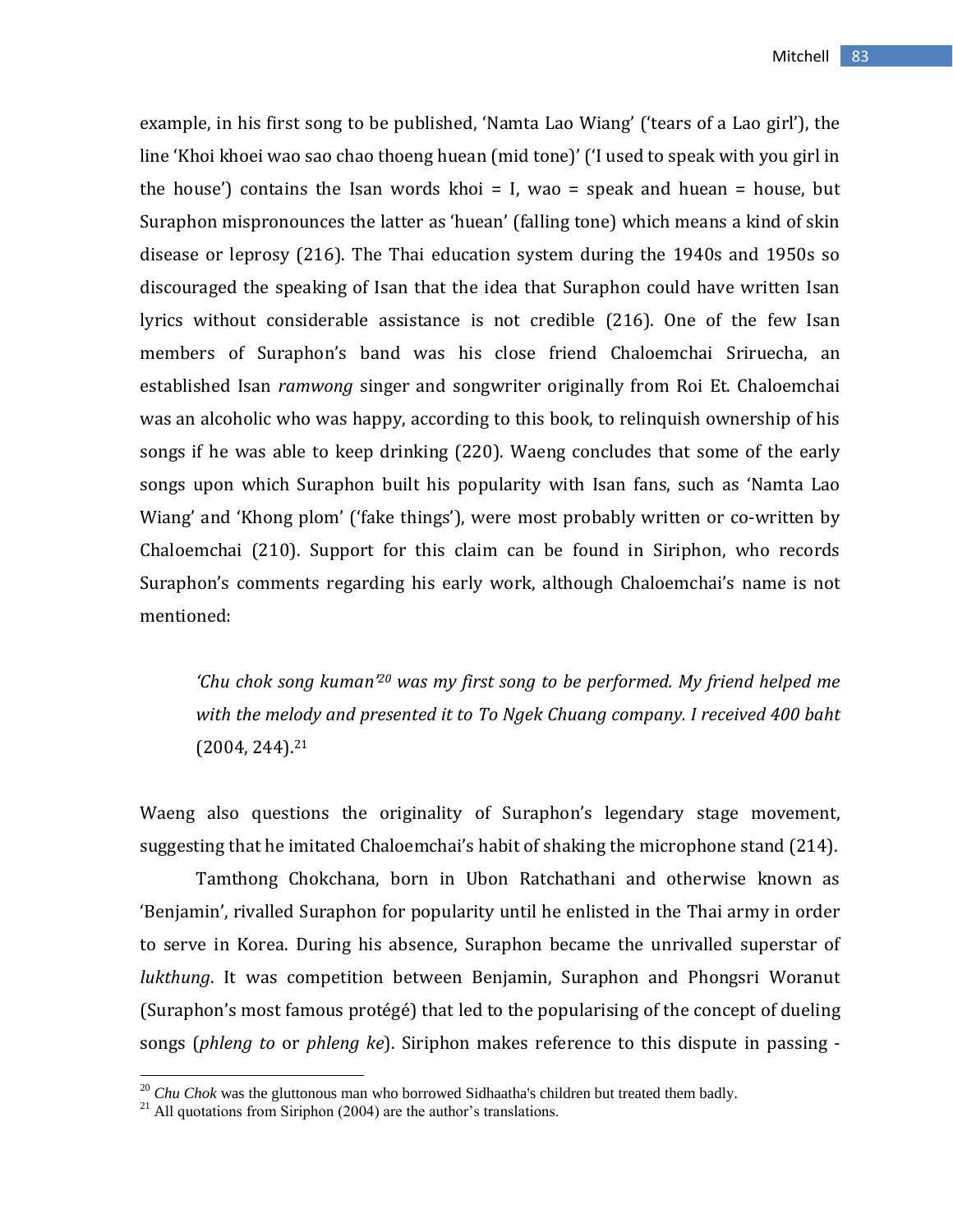example, in his first song to be published, 'Namta Lao Wiang' ('tears of a Lao girl'), the line 'Khoi khoei wao sao chao thoeng huean (mid tone)' ('I used to speak with you girl in the house') contains the Isan words khoi = I, wao = speak and huean = house, but Suraphon mispronounces the latter as 'huean' (falling tone) which means a kind of skin disease or leprosy (216). The Thai education system during the 1940s and 1950s so discouraged the speaking of Isan that the idea that Suraphon could have written Isan lyrics without considerable assistance is not credible (216). One of the few Isan members of Suraphon's band was his close friend Chaloemchai Sriruecha, an established Isan *ramwong* singer and songwriter originally from Roi Et. Chaloemchai was an alcoholic who was happy, according to this book, to relinquish ownership of his songs if he was able to keep drinking (220). Waeng concludes that some of the early songs upon which Suraphon built his popularity with Isan fans, such as 'Namta Lao Wiang' and 'Khong plom' ('fake things'), were most probably written or co-written by Chaloemchai (210). Support for this claim can be found in Siriphon, who records Suraphon's comments regarding his early work, although Chaloemchai's name is not mentioned:

> *'Chu chok song kuman'*[20] *was my first song to be performed. My friend helped me with the melody and presented it to To Ngek Chuang company. I received 400 baht* (2004, 244).[21]

Waeng also questions the originality of Suraphon's legendary stage movement, suggesting that he imitated Chaloemchai's habit of shaking the microphone stand (214).

Tamthong Chokchana, born in Ubon Ratchathani and otherwise known as 'Benjamin', rivalled Suraphon for popularity until he enlisted in the Thai army in order to serve in Korea. During his absence, Suraphon became the unrivalled superstar of *lukthung*. It was competition between Benjamin, Suraphon and Phongsri Woranut (Suraphon's most famous protégé) that led to the popularising of the concept of dueling songs (*phleng to* or *phleng ke*). Siriphon makes reference to this dispute in passing -

---

[20] *Chu Chok* was the gluttonous man who borrowed Sidhaatha's children but treated them badly.

[21] All quotations from Siriphon (2004) are the author's translations.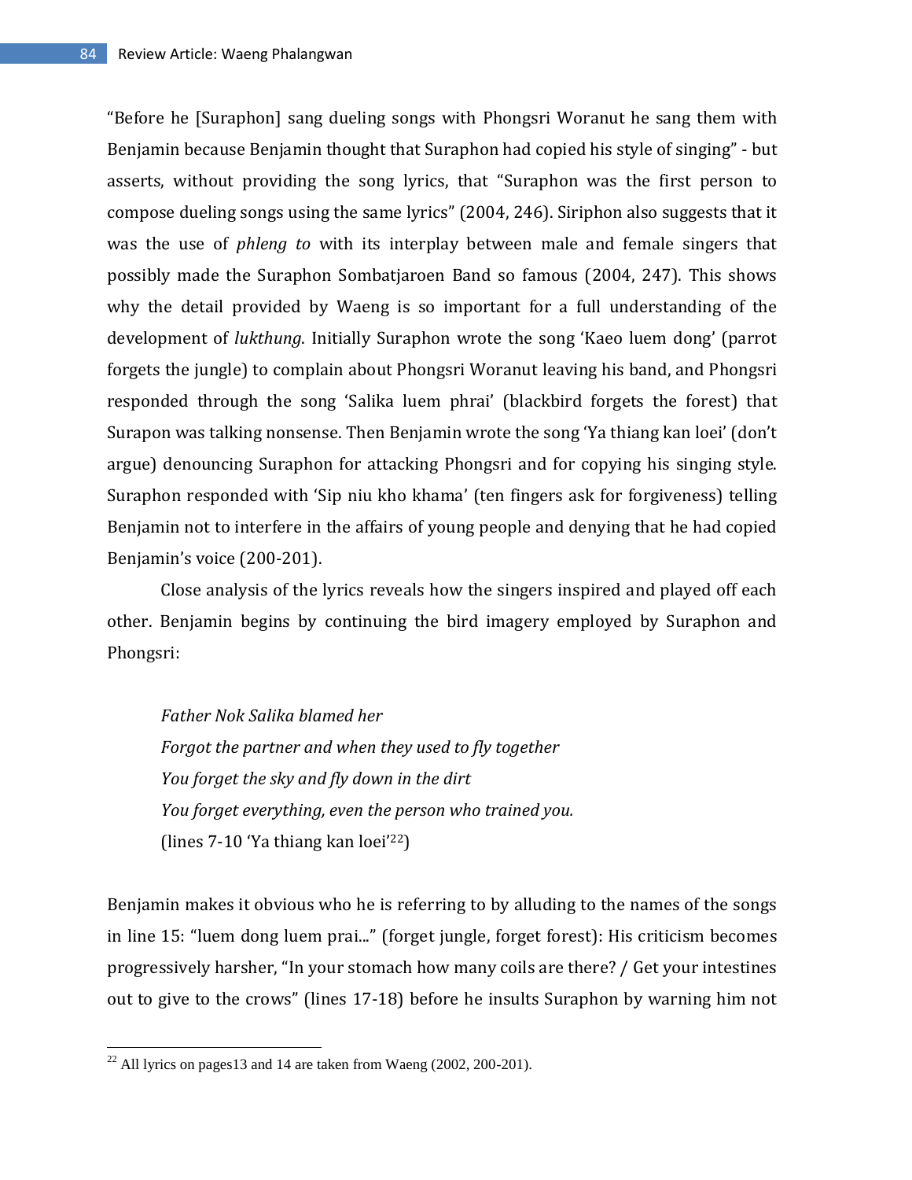"Before he [Suraphon] sang dueling songs with Phongsri Woranut he sang them with Benjamin because Benjamin thought that Suraphon had copied his style of singing" - but asserts, without providing the song lyrics, that "Suraphon was the first person to compose dueling songs using the same lyrics" (2004, 246). Siriphon also suggests that it was the use of *phleng to* with its interplay between male and female singers that possibly made the Suraphon Sombatjaroen Band so famous (2004, 247). This shows why the detail provided by Waeng is so important for a full understanding of the development of *lukthung*. Initially Suraphon wrote the song 'Kaeo luem dong' (parrot forgets the jungle) to complain about Phongsri Woranut leaving his band, and Phongsri responded through the song 'Salika luem phrai' (blackbird forgets the forest) that Surapon was talking nonsense. Then Benjamin wrote the song 'Ya thiang kan loei' (don't argue) denouncing Suraphon for attacking Phongsri and for copying his singing style. Suraphon responded with 'Sip niu kho khama' (ten fingers ask for forgiveness) telling Benjamin not to interfere in the affairs of young people and denying that he had copied Benjamin's voice (200-201).

Close analysis of the lyrics reveals how the singers inspired and played off each other. Benjamin begins by continuing the bird imagery employed by Suraphon and Phongsri:

> *Father Nok Salika blamed her*
> *Forgot the partner and when they used to fly together*
> *You forget the sky and fly down in the dirt*
> *You forget everything, even the person who trained you.*
> (lines 7-10 'Ya thiang kan loei'[22])

Benjamin makes it obvious who he is referring to by alluding to the names of the songs in line 15: "luem dong luem prai..." (forget jungle, forget forest): His criticism becomes progressively harsher, "In your stomach how many coils are there? / Get your intestines out to give to the crows" (lines 17-18) before he insults Suraphon by warning him not

[22] All lyrics on pages13 and 14 are taken from Waeng (2002, 200-201).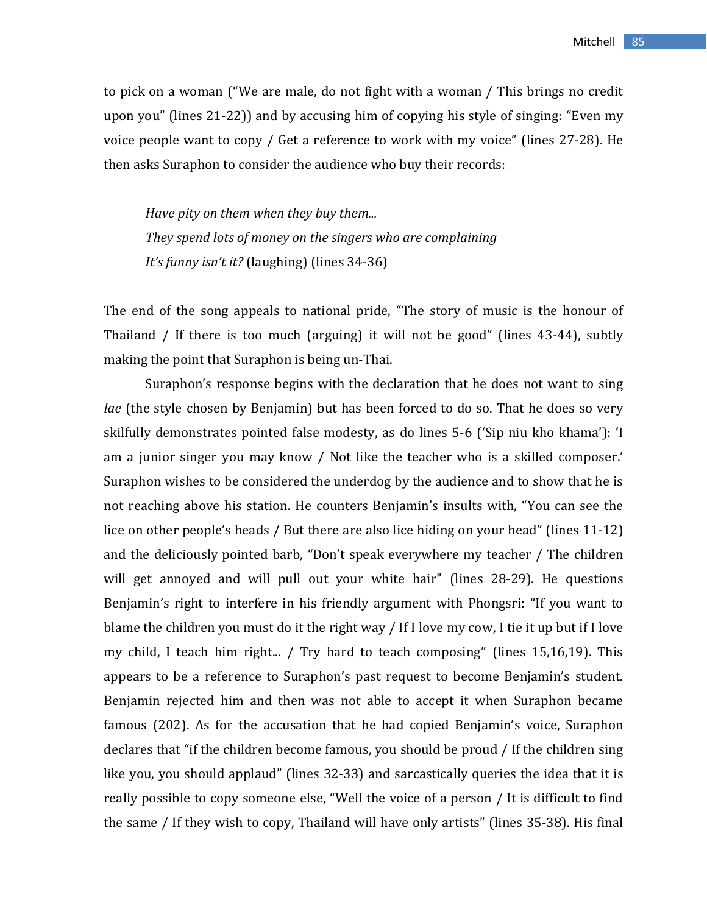to pick on a woman ("We are male, do not fight with a woman / This brings no credit upon you" (lines 21-22)) and by accusing him of copying his style of singing: "Even my voice people want to copy / Get a reference to work with my voice" (lines 27-28). He then asks Suraphon to consider the audience who buy their records:

> *Have pity on them when they buy them...*
> *They spend lots of money on the singers who are complaining*
> *It's funny isn't it?* (laughing) (lines 34-36)

The end of the song appeals to national pride, "The story of music is the honour of Thailand / If there is too much (arguing) it will not be good" (lines 43-44), subtly making the point that Suraphon is being un-Thai.

Suraphon's response begins with the declaration that he does not want to sing *lae* (the style chosen by Benjamin) but has been forced to do so. That he does so very skilfully demonstrates pointed false modesty, as do lines 5-6 ('Sip niu kho khama'): 'I am a junior singer you may know / Not like the teacher who is a skilled composer.' Suraphon wishes to be considered the underdog by the audience and to show that he is not reaching above his station. He counters Benjamin's insults with, "You can see the lice on other people's heads / But there are also lice hiding on your head" (lines 11-12) and the deliciously pointed barb, "Don't speak everywhere my teacher / The children will get annoyed and will pull out your white hair" (lines 28-29). He questions Benjamin's right to interfere in his friendly argument with Phongsri: "If you want to blame the children you must do it the right way / If I love my cow, I tie it up but if I love my child, I teach him right... / Try hard to teach composing" (lines 15,16,19). This appears to be a reference to Suraphon's past request to become Benjamin's student. Benjamin rejected him and then was not able to accept it when Suraphon became famous (202). As for the accusation that he had copied Benjamin's voice, Suraphon declares that "if the children become famous, you should be proud / If the children sing like you, you should applaud" (lines 32-33) and sarcastically queries the idea that it is really possible to copy someone else, "Well the voice of a person / It is difficult to find the same / If they wish to copy, Thailand will have only artists" (lines 35-38). His final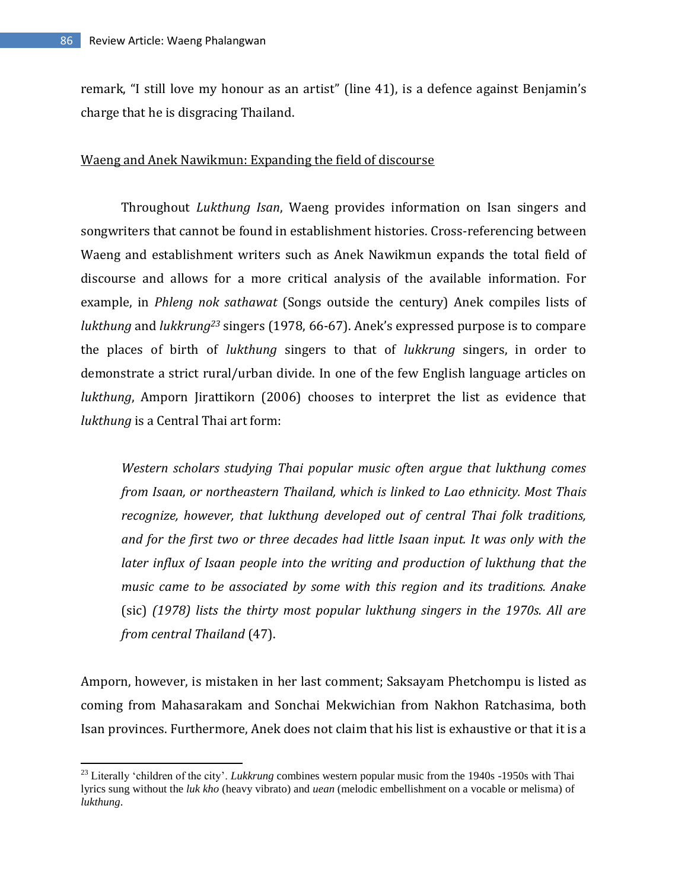remark, “I still love my honour as an artist” (line 41), is a defence against Benjamin’s charge that he is disgracing Thailand.

<u>Waeng and Anek Nawikmun: Expanding the field of discourse</u>

Throughout *Lukthung Isan*, Waeng provides information on Isan singers and songwriters that cannot be found in establishment histories. Cross-referencing between Waeng and establishment writers such as Anek Nawikmun expands the total field of discourse and allows for a more critical analysis of the available information. For example, in *Phleng nok sathawat* (Songs outside the century) Anek compiles lists of *lukthung* and *lukkrung*[23] singers (1978, 66-67). Anek’s expressed purpose is to compare the places of birth of *lukthung* singers to that of *lukkrung* singers, in order to demonstrate a strict rural/urban divide. In one of the few English language articles on *lukthung*, Amporn Jirattikorn (2006) chooses to interpret the list as evidence that *lukthung* is a Central Thai art form:

> *Western scholars studying Thai popular music often argue that lukthung comes from Isaan, or northeastern Thailand, which is linked to Lao ethnicity. Most Thais recognize, however, that lukthung developed out of central Thai folk traditions, and for the first two or three decades had little Isaan input. It was only with the later influx of Isaan people into the writing and production of lukthung that the music came to be associated by some with this region and its traditions. Anake* (sic) *(1978) lists the thirty most popular lukthung singers in the 1970s. All are from central Thailand* (47).

Amporn, however, is mistaken in her last comment; Saksayam Phetchompu is listed as coming from Mahasarakam and Sonchai Mekwichian from Nakhon Ratchasima, both Isan provinces. Furthermore, Anek does not claim that his list is exhaustive or that it is a

---

[23] Literally ‘children of the city’. *Lukkrung* combines western popular music from the 1940s -1950s with Thai lyrics sung without the *luk kho* (heavy vibrato) and *uean* (melodic embellishment on a vocable or melisma) of *lukthung*.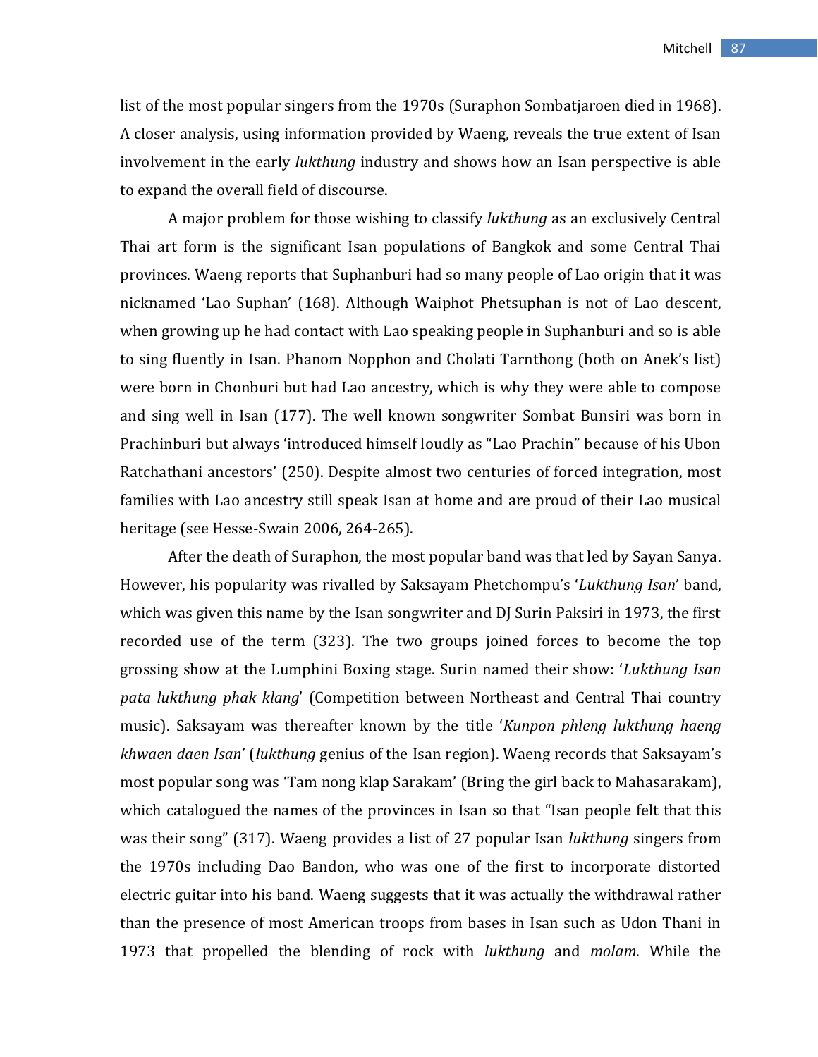list of the most popular singers from the 1970s (Suraphon Sombatjaroen died in 1968). A closer analysis, using information provided by Waeng, reveals the true extent of Isan involvement in the early *lukthung* industry and shows how an Isan perspective is able to expand the overall field of discourse.

A major problem for those wishing to classify *lukthung* as an exclusively Central Thai art form is the significant Isan populations of Bangkok and some Central Thai provinces. Waeng reports that Suphanburi had so many people of Lao origin that it was nicknamed 'Lao Suphan' (168). Although Waiphot Phetsuphan is not of Lao descent, when growing up he had contact with Lao speaking people in Suphanburi and so is able to sing fluently in Isan. Phanom Nopphon and Cholati Tarnthong (both on Anek's list) were born in Chonburi but had Lao ancestry, which is why they were able to compose and sing well in Isan (177). The well known songwriter Sombat Bunsiri was born in Prachinburi but always 'introduced himself loudly as "Lao Prachin" because of his Ubon Ratchathani ancestors' (250). Despite almost two centuries of forced integration, most families with Lao ancestry still speak Isan at home and are proud of their Lao musical heritage (see Hesse-Swain 2006, 264-265).

After the death of Suraphon, the most popular band was that led by Sayan Sanya. However, his popularity was rivalled by Saksayam Phetchompu's '*Lukthung Isan*' band, which was given this name by the Isan songwriter and DJ Surin Paksiri in 1973, the first recorded use of the term (323). The two groups joined forces to become the top grossing show at the Lumphini Boxing stage. Surin named their show: '*Lukthung Isan pata lukthung phak klang*' (Competition between Northeast and Central Thai country music). Saksayam was thereafter known by the title '*Kunpon phleng lukthung haeng khwaen daen Isan*' (*lukthung* genius of the Isan region). Waeng records that Saksayam's most popular song was 'Tam nong klap Sarakam' (Bring the girl back to Mahasarakam), which catalogued the names of the provinces in Isan so that "Isan people felt that this was their song" (317). Waeng provides a list of 27 popular Isan *lukthung* singers from the 1970s including Dao Bandon, who was one of the first to incorporate distorted electric guitar into his band. Waeng suggests that it was actually the withdrawal rather than the presence of most American troops from bases in Isan such as Udon Thani in 1973 that propelled the blending of rock with *lukthung* and *molam*. While the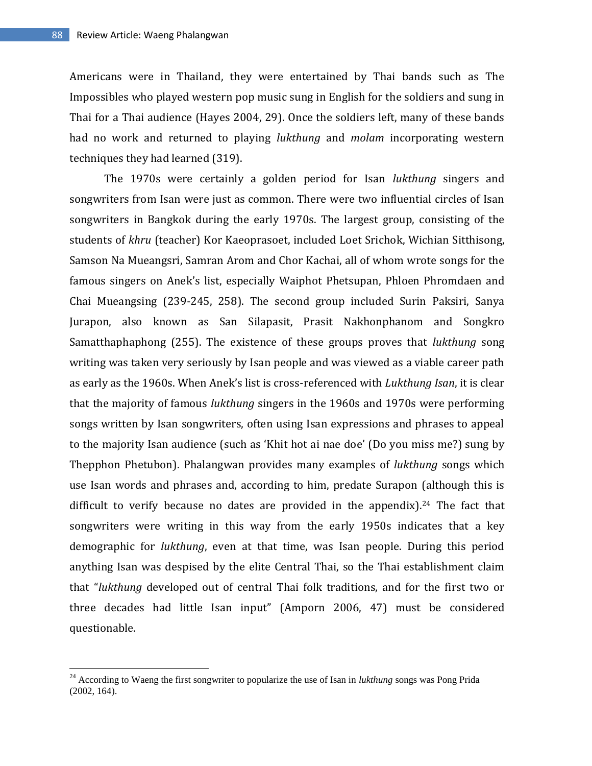Americans were in Thailand, they were entertained by Thai bands such as The Impossibles who played western pop music sung in English for the soldiers and sung in Thai for a Thai audience (Hayes 2004, 29). Once the soldiers left, many of these bands had no work and returned to playing *lukthung* and *molam* incorporating western techniques they had learned (319).

The 1970s were certainly a golden period for Isan *lukthung* singers and songwriters from Isan were just as common. There were two influential circles of Isan songwriters in Bangkok during the early 1970s. The largest group, consisting of the students of *khru* (teacher) Kor Kaeoprasoet, included Loet Srichok, Wichian Sitthisong, Samson Na Mueangsri, Samran Arom and Chor Kachai, all of whom wrote songs for the famous singers on Anek's list, especially Waiphot Phetsupan, Phloen Phromdaen and Chai Mueangsing (239-245, 258). The second group included Surin Paksiri, Sanya Jurapon, also known as San Silapasit, Prasit Nakhonphanom and Songkro Samatthaphaphong (255). The existence of these groups proves that *lukthung* song writing was taken very seriously by Isan people and was viewed as a viable career path as early as the 1960s. When Anek's list is cross-referenced with *Lukthung Isan*, it is clear that the majority of famous *lukthung* singers in the 1960s and 1970s were performing songs written by Isan songwriters, often using Isan expressions and phrases to appeal to the majority Isan audience (such as 'Khit hot ai nae doe' (Do you miss me?) sung by Thepphon Phetubon). Phalangwan provides many examples of *lukthung* songs which use Isan words and phrases and, according to him, predate Surapon (although this is difficult to verify because no dates are provided in the appendix).[24] The fact that songwriters were writing in this way from the early 1950s indicates that a key demographic for *lukthung*, even at that time, was Isan people. During this period anything Isan was despised by the elite Central Thai, so the Thai establishment claim that "*lukthung* developed out of central Thai folk traditions, and for the first two or three decades had little Isan input" (Amporn 2006, 47) must be considered questionable.

---

[24] According to Waeng the first songwriter to popularize the use of Isan in *lukthung* songs was Pong Prida (2002, 164).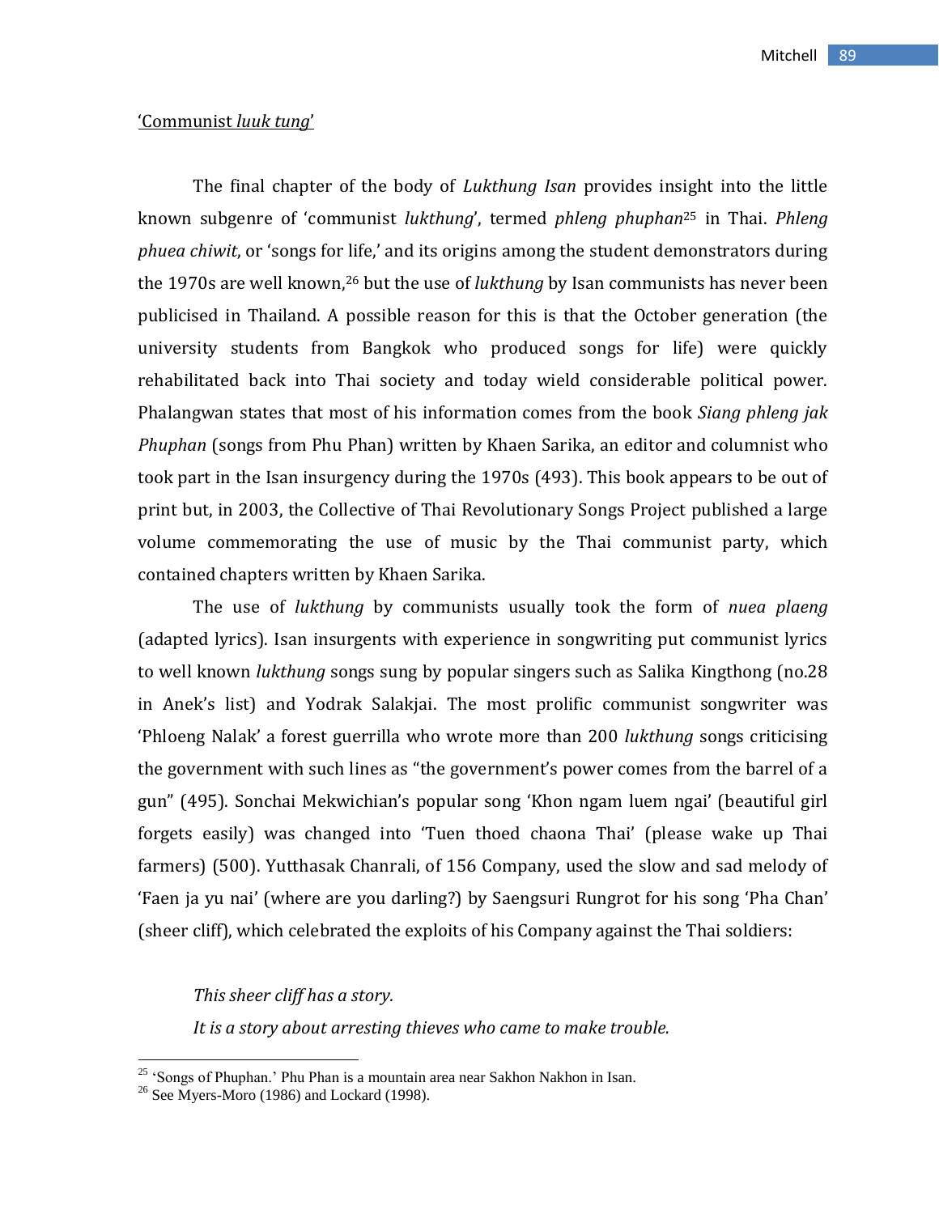'Communist *luuk tung*'

The final chapter of the body of *Lukthung Isan* provides insight into the little known subgenre of 'communist *lukthung*', termed *phleng phuphan*[25] in Thai. *Phleng phuea chiwit*, or 'songs for life,' and its origins among the student demonstrators during the 1970s are well known,[26] but the use of *lukthung* by Isan communists has never been publicised in Thailand. A possible reason for this is that the October generation (the university students from Bangkok who produced songs for life) were quickly rehabilitated back into Thai society and today wield considerable political power. Phalangwan states that most of his information comes from the book *Siang phleng jak Phuphan* (songs from Phu Phan) written by Khaen Sarika, an editor and columnist who took part in the Isan insurgency during the 1970s (493). This book appears to be out of print but, in 2003, the Collective of Thai Revolutionary Songs Project published a large volume commemorating the use of music by the Thai communist party, which contained chapters written by Khaen Sarika.

The use of *lukthung* by communists usually took the form of *nuea plaeng* (adapted lyrics). Isan insurgents with experience in songwriting put communist lyrics to well known *lukthung* songs sung by popular singers such as Salika Kingthong (no.28 in Anek's list) and Yodrak Salakjai. The most prolific communist songwriter was 'Phloeng Nalak' a forest guerrilla who wrote more than 200 *lukthung* songs criticising the government with such lines as "the government's power comes from the barrel of a gun" (495). Sonchai Mekwichian's popular song 'Khon ngam luem ngai' (beautiful girl forgets easily) was changed into 'Tuen thoed chaona Thai' (please wake up Thai farmers) (500). Yutthasak Chanrali, of 156 Company, used the slow and sad melody of 'Faen ja yu nai' (where are you darling?) by Saengsuri Rungrot for his song 'Pha Chan' (sheer cliff), which celebrated the exploits of his Company against the Thai soldiers:

*This sheer cliff has a story.*
*It is a story about arresting thieves who came to make trouble.*

---

[25] 'Songs of Phuphan.' Phu Phan is a mountain area near Sakhon Nakhon in Isan.
[26] See Myers-Moro (1986) and Lockard (1998).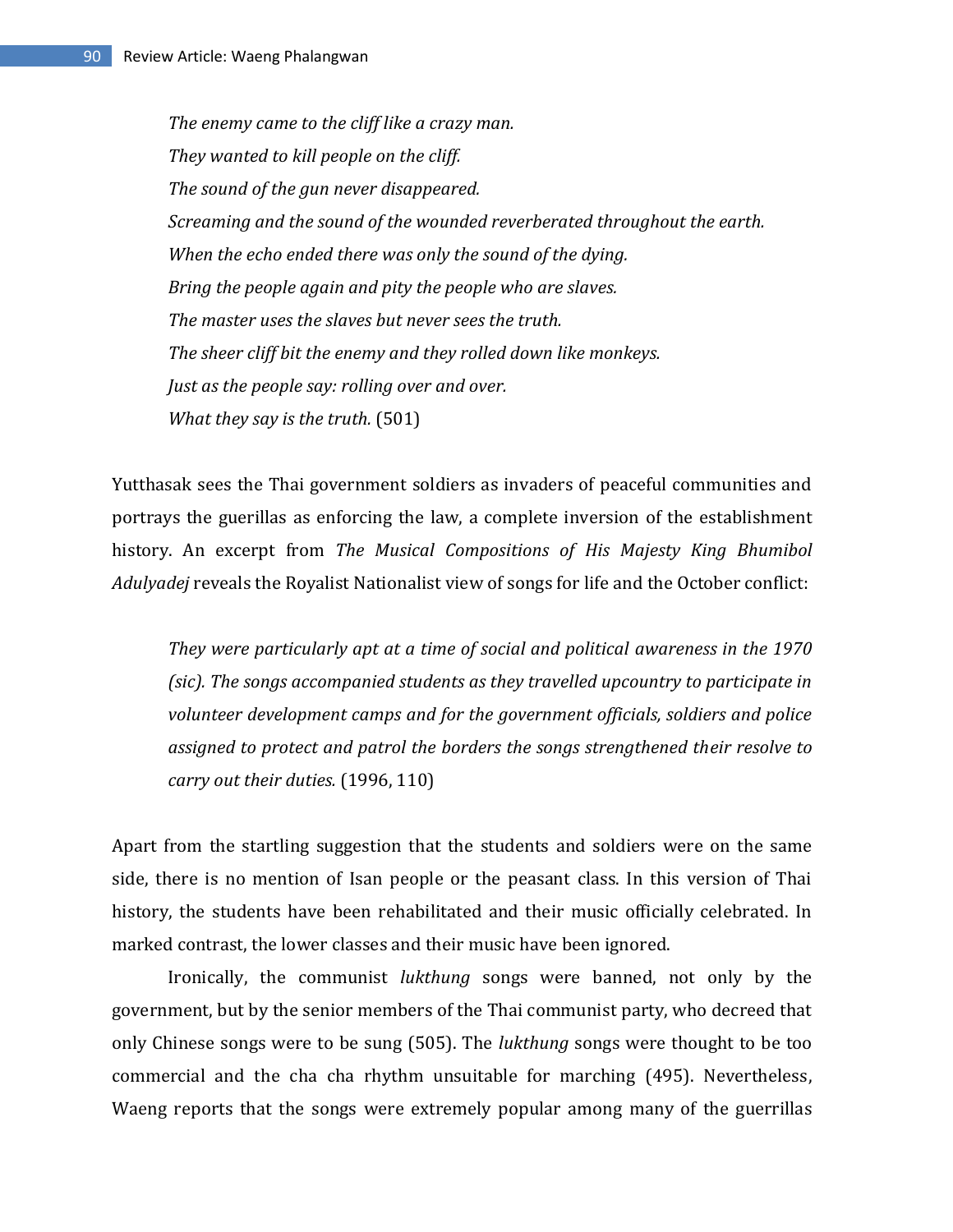*The enemy came to the cliff like a crazy man.*
*They wanted to kill people on the cliff.*
*The sound of the gun never disappeared.*
*Screaming and the sound of the wounded reverberated throughout the earth.*
*When the echo ended there was only the sound of the dying.*
*Bring the people again and pity the people who are slaves.*
*The master uses the slaves but never sees the truth.*
*The sheer cliff bit the enemy and they rolled down like monkeys.*
*Just as the people say: rolling over and over.*
*What they say is the truth.* (501)

Yutthasak sees the Thai government soldiers as invaders of peaceful communities and portrays the gerillas as enforcing the law, a complete inversion of the establishment history. An excerpt from *The Musical Compositions of His Majesty King Bhumibol Adulyadej* reveals the Royalist Nationalist view of songs for life and the October conflict:

> *They were particularly apt at a time of social and political awareness in the 1970 (sic). The songs accompanied students as they travelled upcountry to participate in volunteer development camps and for the government officials, soldiers and police assigned to protect and patrol the borders the songs strengthened their resolve to carry out their duties.* (1996, 110)

Apart from the startling suggestion that the students and soldiers were on the same side, there is no mention of Isan people or the peasant class. In this version of Thai history, the students have been rehabilitated and their music officially celebrated. In marked contrast, the lower classes and their music have been ignored.

Ironically, the communist *lukthung* songs were banned, not only by the government, but by the senior members of the Thai communist party, who decreed that only Chinese songs were to be sung (505). The *lukthung* songs were thought to be too commercial and the cha cha rhythm unsuitable for marching (495). Nevertheless, Waeng reports that the songs were extremely popular among many of the guerrillas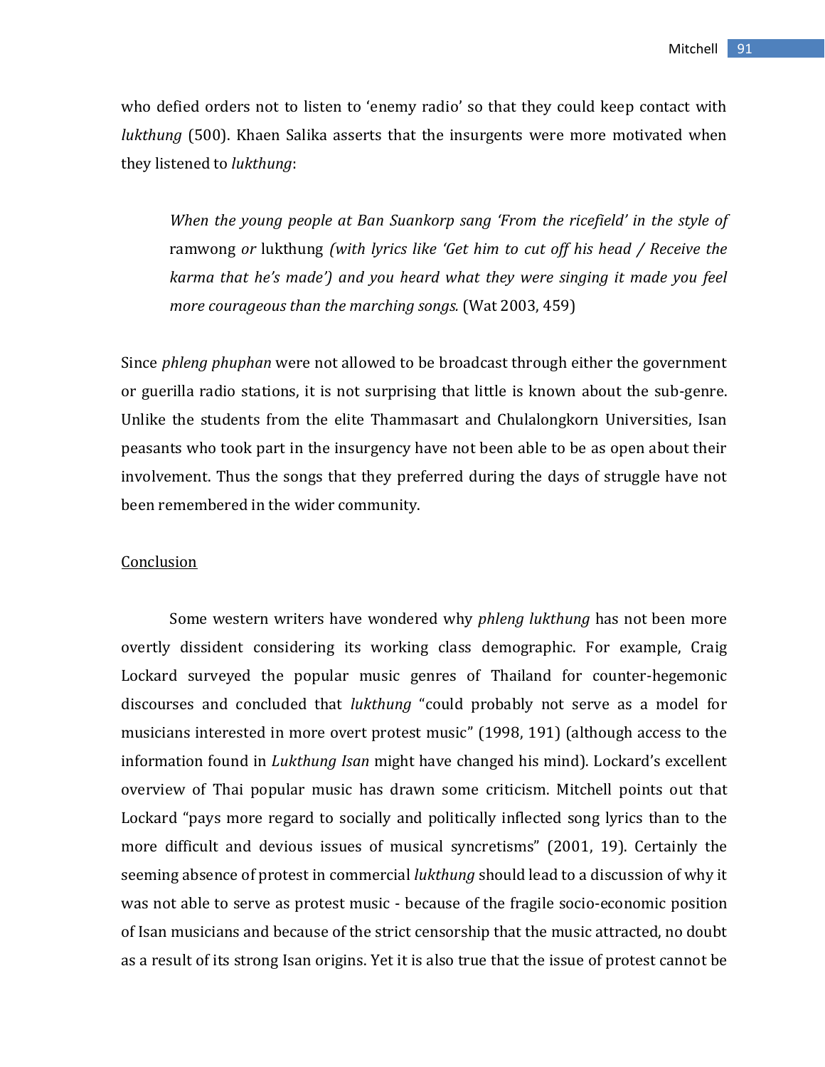who defied orders not to listen to 'enemy radio' so that they could keep contact with *lukthung* (500). Khaen Salika asserts that the insurgents were more motivated when they listened to *lukthung*:

> *When the young people at Ban Suankorp sang 'From the ricefield' in the style of* ramwong *or* lukthung *(with lyrics like 'Get him to cut off his head / Receive the karma that he's made') and you heard what they were singing it made you feel more courageous than the marching songs.* (Wat 2003, 459)

Since *phleng phuphan* were not allowed to be broadcast through either the government or guerilla radio stations, it is not surprising that little is known about the sub-genre. Unlike the students from the elite Thammasart and Chulalongkorn Universities, Isan peasants who took part in the insurgency have not been able to be as open about their involvement. Thus the songs that they preferred during the days of struggle have not been remembered in the wider community.

## Conclusion

Some western writers have wondered why *phleng lukthung* has not been more overtly dissident considering its working class demographic. For example, Craig Lockard surveyed the popular music genres of Thailand for counter-hegemonic discourses and concluded that *lukthung* "could probably not serve as a model for musicians interested in more overt protest music" (1998, 191) (although access to the information found in *Lukthung Isan* might have changed his mind). Lockard's excellent overview of Thai popular music has drawn some criticism. Mitchell points out that Lockard "pays more regard to socially and politically inflected song lyrics than to the more difficult and devious issues of musical syncretisms" (2001, 19). Certainly the seeming absence of protest in commercial *lukthung* should lead to a discussion of why it was not able to serve as protest music - because of the fragile socio-economic position of Isan musicians and because of the strict censorship that the music attracted, no doubt as a result of its strong Isan origins. Yet it is also true that the issue of protest cannot be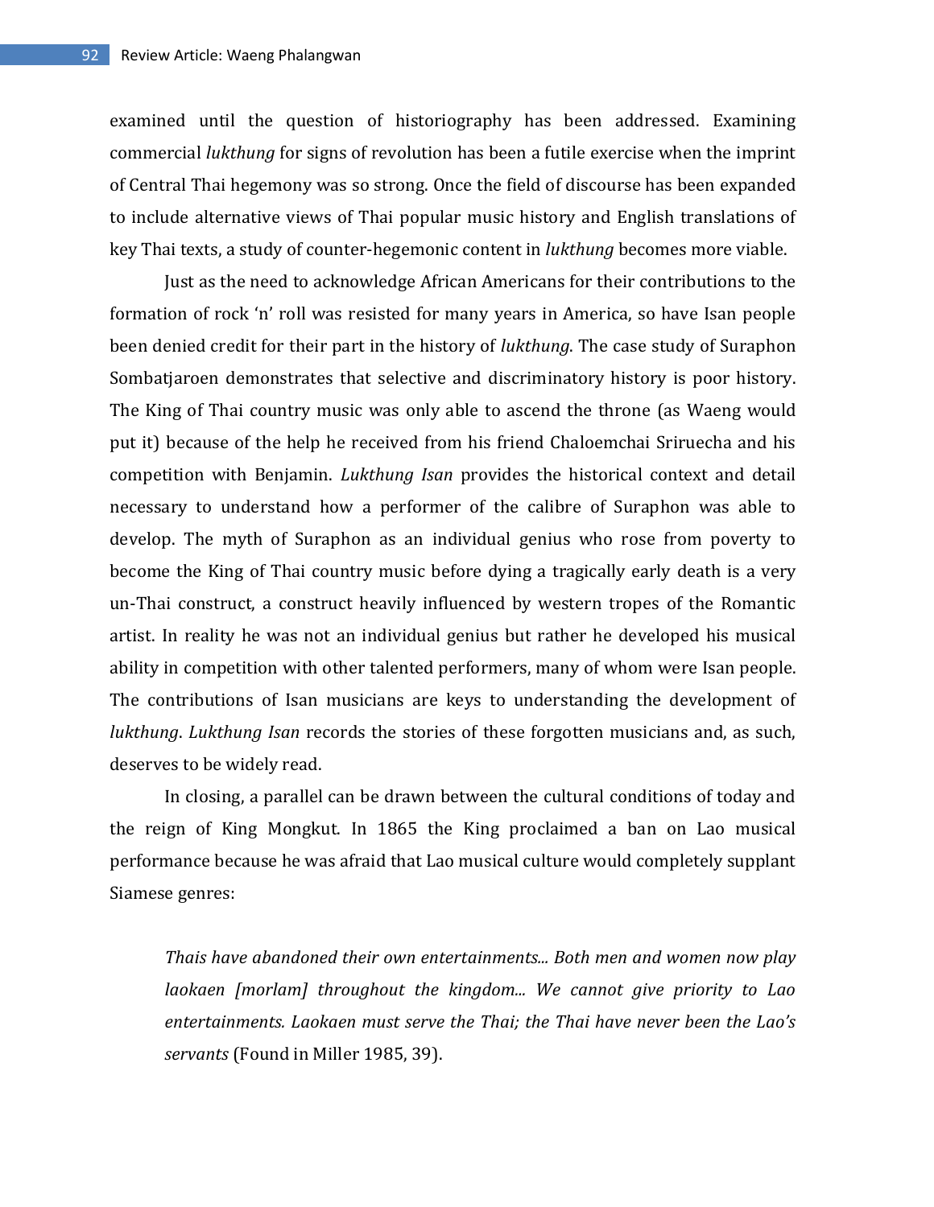examined until the question of historiography has been addressed. Examining commercial *lukthung* for signs of revolution has been a futile exercise when the imprint of Central Thai hegemony was so strong. Once the field of discourse has been expanded to include alternative views of Thai popular music history and English translations of key Thai texts, a study of counter-hegemonic content in *lukthung* becomes more viable.

Just as the need to acknowledge African Americans for their contributions to the formation of rock 'n' roll was resisted for many years in America, so have Isan people been denied credit for their part in the history of *lukthung*. The case study of Suraphon Sombatjaroen demonstrates that selective and discriminatory history is poor history. The King of Thai country music was only able to ascend the throne (as Waeng would put it) because of the help he received from his friend Chaloemchai Sriruecha and his competition with Benjamin. *Lukthung Isan* provides the historical context and detail necessary to understand how a performer of the calibre of Suraphon was able to develop. The myth of Suraphon as an individual genius who rose from poverty to become the King of Thai country music before dying a tragically early death is a very un-Thai construct, a construct heavily influenced by western tropes of the Romantic artist. In reality he was not an individual genius but rather he developed his musical ability in competition with other talented performers, many of whom were Isan people. The contributions of Isan musicians are keys to understanding the development of *lukthung*. *Lukthung Isan* records the stories of these forgotten musicians and, as such, deserves to be widely read.

In closing, a parallel can be drawn between the cultural conditions of today and the reign of King Mongkut. In 1865 the King proclaimed a ban on Lao musical performance because he was afraid that Lao musical culture would completely supplant Siamese genres:

> *Thais have abandoned their own entertainments... Both men and women now play laokaen [morlam] throughout the kingdom... We cannot give priority to Lao entertainments. Laokaen must serve the Thai; the Thai have never been the Lao's servants* (Found in Miller 1985, 39).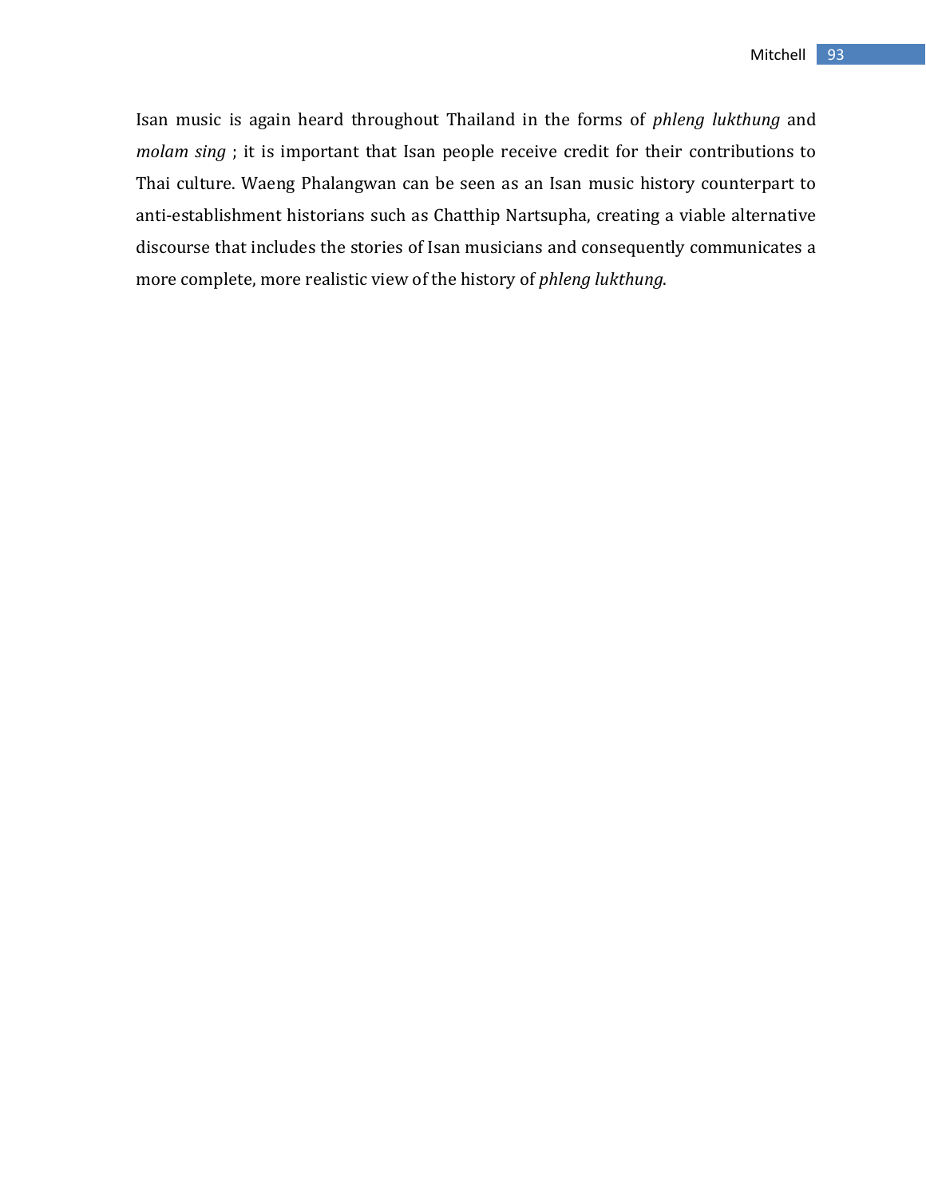Isan music is again heard throughout Thailand in the forms of *phleng lukthung* and *molam sing* ; it is important that Isan people receive credit for their contributions to Thai culture. Waeng Phalangwan can be seen as an Isan music history counterpart to anti-establishment historians such as Chatthip Nartsupha, creating a viable alternative discourse that includes the stories of Isan musicians and consequently communicates a more complete, more realistic view of the history of *phleng lukthung*.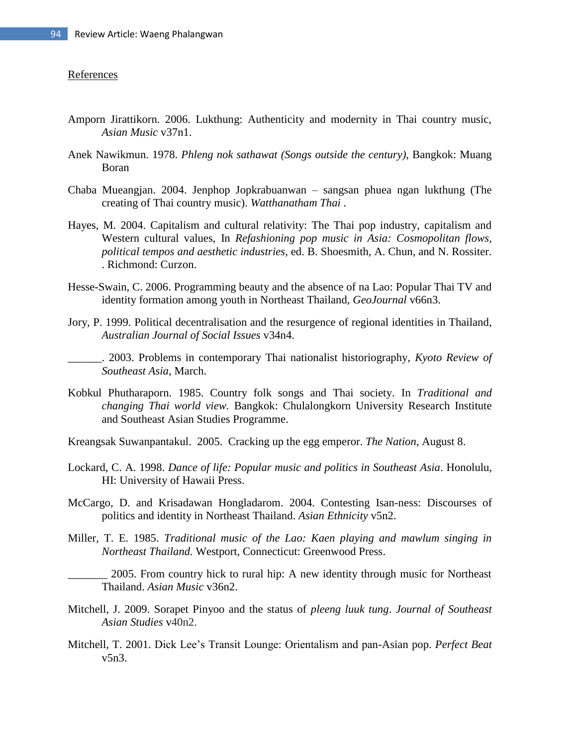References

Amporn Jirattikorn. 2006. Lukthung: Authenticity and modernity in Thai country music, *Asian Music* v37n1.

Anek Nawikmun. 1978. *Phleng nok sathawat (Songs outside the century)*, Bangkok: Muang Boran

Chaba Mueangjan. 2004. Jenphop Jopkrabuanwan – sangsan phuea ngan lukthung (The creating of Thai country music). *Watthanatham Thai* .

Hayes, M. 2004. Capitalism and cultural relativity: The Thai pop industry, capitalism and Western cultural values, In *Refashioning pop music in Asia: Cosmopolitan flows, political tempos and aesthetic industries*, ed. B. Shoesmith, A. Chun, and N. Rossiter. . Richmond: Curzon.

Hesse-Swain, C. 2006. Programming beauty and the absence of na Lao: Popular Thai TV and identity formation among youth in Northeast Thailand, *GeoJournal* v66n3.

Jory, P. 1999. Political decentralisation and the resurgence of regional identities in Thailand, *Australian Journal of Social Issues* v34n4.

______. 2003. Problems in contemporary Thai nationalist historiography, *Kyoto Review of Southeast Asia*, March.

Kobkul Phutharaporn. 1985. Country folk songs and Thai society. In *Traditional and changing Thai world view.* Bangkok: Chulalongkorn University Research Institute and Southeast Asian Studies Programme.

Kreangsak Suwanpantakul. 2005. Cracking up the egg emperor. *The Nation*, August 8.

Lockard, C. A. 1998. *Dance of life: Popular music and politics in Southeast Asia*. Honolulu, HI: University of Hawaii Press.

McCargo, D. and Krisadawan Hongladarom. 2004. Contesting Isan-ness: Discourses of politics and identity in Northeast Thailand. *Asian Ethnicity* v5n2.

Miller, T. E. 1985. *Traditional music of the Lao: Kaen playing and mawlum singing in Northeast Thailand.* Westport, Connecticut: Greenwood Press.

_______ 2005. From country hick to rural hip: A new identity through music for Northeast Thailand. *Asian Music* v36n2.

Mitchell, J. 2009. Sorapet Pinyoo and the status of *pleeng luuk tung*. *Journal of Southeast Asian Studies* v40n2.

Mitchell, T. 2001. Dick Lee's Transit Lounge: Orientalism and pan-Asian pop. *Perfect Beat* v5n3.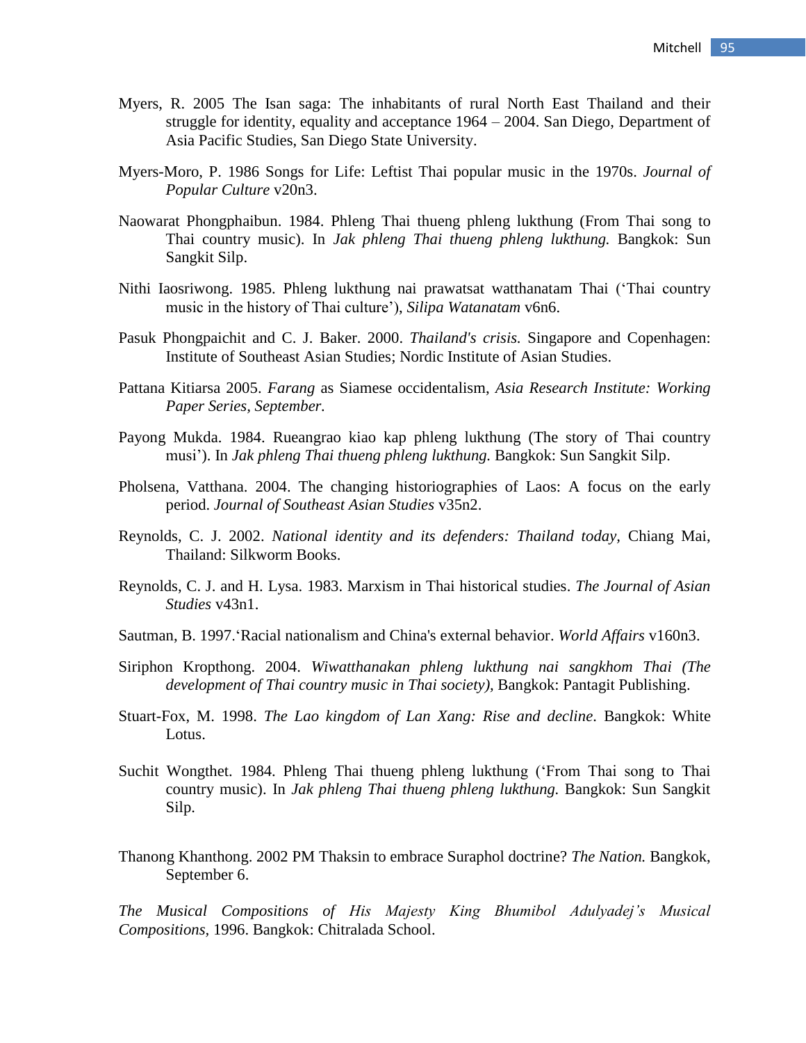Myers, R. 2005 The Isan saga: The inhabitants of rural North East Thailand and their struggle for identity, equality and acceptance 1964 – 2004. San Diego, Department of Asia Pacific Studies, San Diego State University.

Myers-Moro, P. 1986 Songs for Life: Leftist Thai popular music in the 1970s. *Journal of Popular Culture* v20n3.

Naowarat Phongphaibun. 1984. Phleng Thai thueng phleng lukthung (From Thai song to Thai country music). In *Jak phleng Thai thueng phleng lukthung.* Bangkok: Sun Sangkit Silp.

Nithi Iaosriwong. 1985. Phleng lukthung nai prawatsat watthanatam Thai ('Thai country music in the history of Thai culture'), *Silipa Watanatam* v6n6.

Pasuk Phongpaichit and C. J. Baker. 2000. *Thailand's crisis.* Singapore and Copenhagen: Institute of Southeast Asian Studies; Nordic Institute of Asian Studies.

Pattana Kitiarsa 2005. *Farang* as Siamese occidentalism, *Asia Research Institute: Working Paper Series, September.*

Payong Mukda. 1984. Rueangrao kiao kap phleng lukthung (The story of Thai country musi'). In *Jak phleng Thai thueng phleng lukthung.* Bangkok: Sun Sangkit Silp.

Pholsena, Vatthana. 2004. The changing historiographies of Laos: A focus on the early period. *Journal of Southeast Asian Studies* v35n2.

Reynolds, C. J. 2002. *National identity and its defenders: Thailand today,* Chiang Mai, Thailand: Silkworm Books.

Reynolds, C. J. and H. Lysa. 1983. Marxism in Thai historical studies. *The Journal of Asian Studies* v43n1.

Sautman, B. 1997.'Racial nationalism and China's external behavior. *World Affairs* v160n3.

Siriphon Kropthong. 2004. *Wiwatthanakan phleng lukthung nai sangkhom Thai (The development of Thai country music in Thai society),* Bangkok: Pantagit Publishing.

Stuart-Fox, M. 1998. *The Lao kingdom of Lan Xang: Rise and decline*. Bangkok: White Lotus.

Suchit Wongthet. 1984. Phleng Thai thueng phleng lukthung ('From Thai song to Thai country music). In *Jak phleng Thai thueng phleng lukthung.* Bangkok: Sun Sangkit Silp.

Thanong Khanthong. 2002 PM Thaksin to embrace Suraphol doctrine? *The Nation.* Bangkok, September 6.

*The Musical Compositions of His Majesty King Bhumibol Adulyadej's Musical Compositions*, 1996. Bangkok: Chitralada School.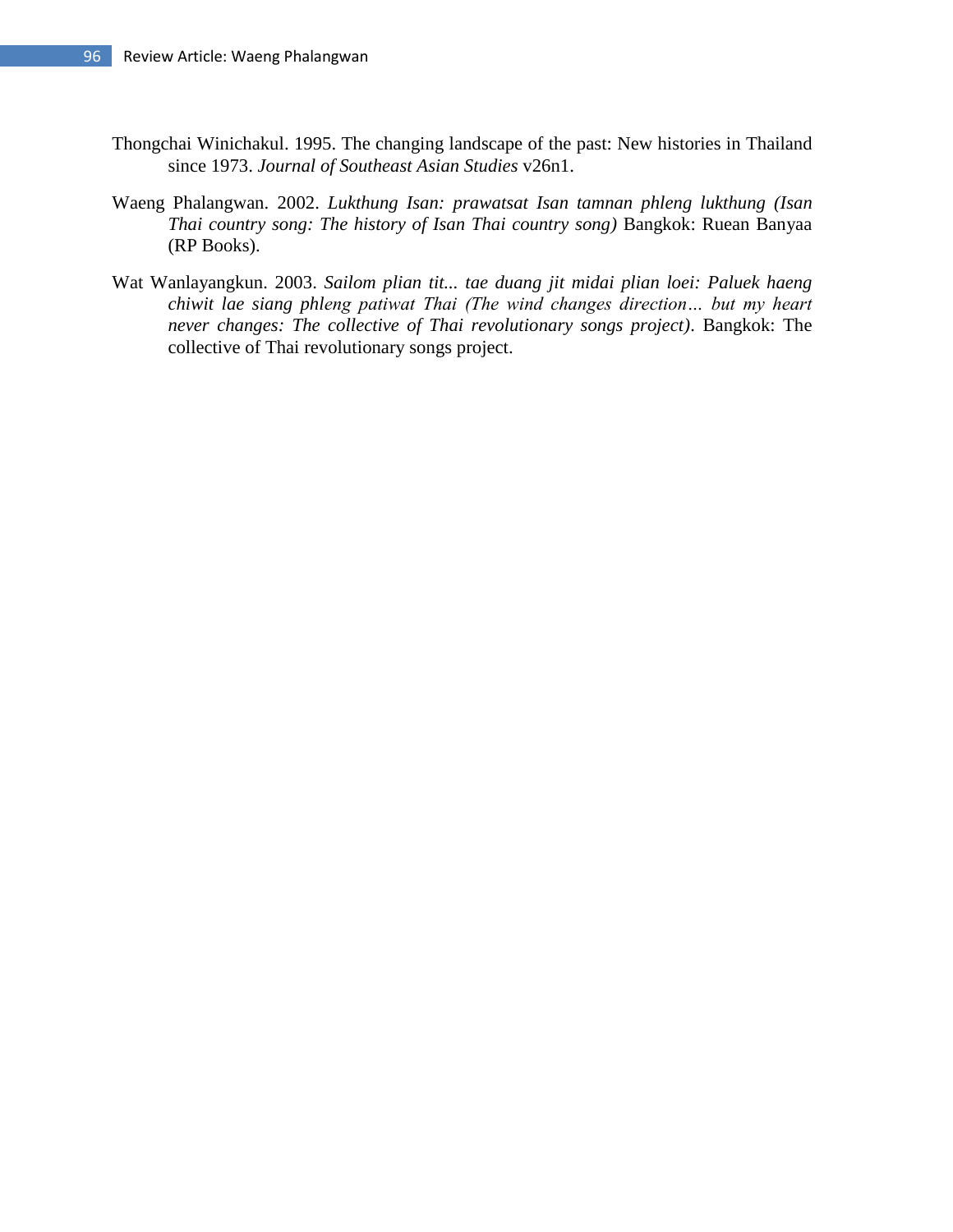Thongchai Winichakul. 1995. The changing landscape of the past: New histories in Thailand since 1973. *Journal of Southeast Asian Studies* v26n1.

Waeng Phalangwan. 2002. *Lukthung Isan: prawatsat Isan tamnan phleng lukthung (Isan Thai country song: The history of Isan Thai country song)* Bangkok: Ruean Banyaa (RP Books).

Wat Wanlayangkun. 2003. *Sailom plian tit... tae duang jit midai plian loei: Paluek haeng chiwit lae siang phleng patiwat Thai (The wind changes direction… but my heart never changes: The collective of Thai revolutionary songs project)*. Bangkok: The collective of Thai revolutionary songs project.